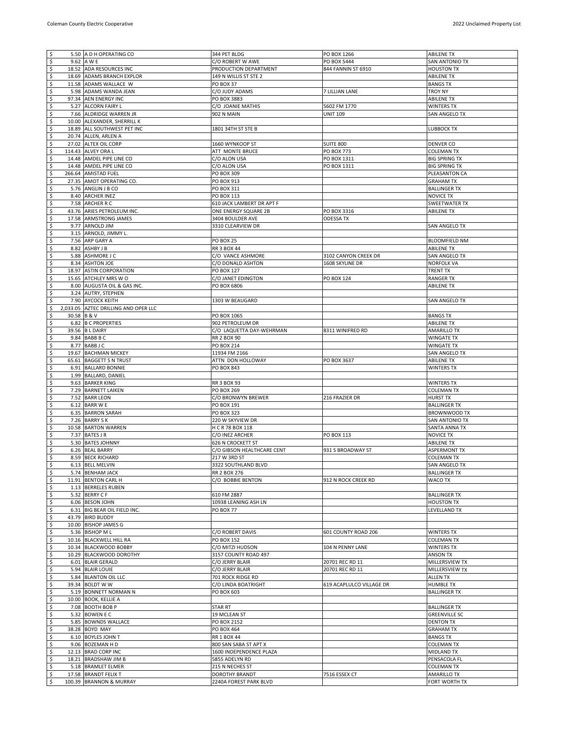| | Amount | Name | Address 1 | Address 2 | City/State |
|---|---|---|---|---|---|
| $ | 5.50 | A D H OPERATING CO | 344 PET BLDG | PO BOX 1266 | ABILENE TX |
| $ | 9.62 | A W E | C/O ROBERT W AWE | PO BOX 5444 | SAN ANTONIO TX |
| $ | 18.52 | ADA RESOURCES INC | PRODUCTION DEPARTMENT | 844 FANNIN ST 6910 | HOUSTON TX |
| $ | 18.69 | ADAMS BRANCH EXPLOR | 149 N WILLIS ST STE 2 | | ABILENE TX |
| $ | 11.58 | ADAMS WALLACE W | PO BOX 37 | | BANGS TX |
| $ | 5.98 | ADAMS WANDA JEAN | C/O JUDY ADAMS | 7 LILLIAN LANE | TROY NY |
| $ | 97.34 | AEN ENERGY INC | PO BOX 3883 | | ABILENE TX |
| $ | 5.27 | ALCORN FAIRY L | C/O JOANIE MATHIS | 5602 FM 1770 | WINTERS TX |
| $ | 7.66 | ALDRIDGE WARREN JR | 902 N MAIN | UNIT 109 | SAN ANGELO TX |
| $ | 10.00 | ALEXANDER, SHERRILL K | | | |
| $ | 18.89 | ALL SOUTHWEST PET INC | 1801 34TH ST STE B | | LUBBOCK TX |
| $ | 20.74 | ALLEN, ARLEN A | | | |
| $ | 27.02 | ALTEX OIL CORP | 1660 WYNKOOP ST | SUITE 800 | DENVER CO |
| $ | 114.43 | ALVEY ORA L | ATT MONTE BRUCE | PO BOX 773 | COLEMAN TX |
| $ | 14.48 | AMDEL PIPE LINE CO | C/O ALON USA | PO BOX 1311 | BIG SPRING TX |
| $ | 14.48 | AMDEL PIPE LINE CO | C/O ALON USA | PO BOX 1311 | BIG SPRING TX |
| $ | 266.64 | AMISTAD FUEL | PO BOX 309 | | PLEASANTON CA |
| $ | 27.35 | AMOT OPERATING CO. | PO BOX 913 | | GRAHAM TX |
| $ | 5.76 | ANGLIN J B CO | PO BOX 311 | | BALLINGER TX |
| $ | 8.40 | ARCHER INEZ | PO BOX 113 | | NOVICE TX |
| $ | 7.58 | ARCHER R C | 610 JACK LAMBERT DR APT F | | SWEETWATER TX |
| $ | 43.76 | ARIES PETROLEUM INC. | ONE ENERGY SQUARE 2B | PO BOX 3316 | ABILENE TX |
| $ | 17.58 | ARMSTRONG JAMES | 3404 BOULDER AVE | ODESSA TX | |
| $ | 9.77 | ARNOLD JIM | 3310 CLEARVIEW DR | | SAN ANGELO TX |
| $ | 3.15 | ARNOLD, JIMMY L. | | | |
| $ | 7.56 | ARP GARY A | PO BOX 25 | | BLOOMFIELD NM |
| $ | 8.82 | ASHBY J B | RR 3 BOX 44 | | ABILENE TX |
| $ | 5.88 | ASHMORE J C | C/O VANCE ASHMORE | 3102 CANYON CREEK DR | SAN ANGELO TX |
| $ | 8.34 | ASHTON JOE | C/O DONALD ASHTON | 1608 SKYLINE DR | NORFOLK VA |
| $ | 18.97 | ASTIN CORPORATION | PO BOX 127 | | TRENT TX |
| $ | 15.65 | ATCHLEY MRS W O | C/O JANET EDINGTON | PO BOX 124 | RANGER TX |
| $ | 8.00 | AUGUSTA OIL & GAS INC. | PO BOX 6806 | | ABILENE TX |
| $ | 3.24 | AUTRY, STEPHEN | | | |
| $ | 7.90 | AYCOCK KEITH | 1303 W BEAUGARD | | SAN ANGELO TX |
| $ | 2,033.05 | AZTEC DRILLING AND OPER LLC | | | |
| $ | 30.58 | B & V | PO BOX 1065 | | BANGS TX |
| $ | 6.82 | B C PROPERTIES | 902 PETROLEUM DR | | ABILENE TX |
| $ | 39.56 | B L DAIRY | C/O LAQUETTA DAY-WEHRMAN | 8311 WINIFRED RD | AMARILLO TX |
| $ | 9.84 | BABB B C | RR 2 BOX 90 | | WINGATE TX |
| $ | 8.77 | BABB J C | PO BOX 214 | | WINGATE TX |
| $ | 19.67 | BACHMAN MICKEY | 11934 FM 2166 | | SAN ANGELO TX |
| $ | 65.61 | BAGGETT S N TRUST | ATTN DON HOLLOWAY | PO BOX 3637 | ABILENE TX |
| $ | 6.91 | BALLARD BONNIE | PO BOX 843 | | WINTERS TX |
| $ | 1.99 | BALLARD, DANIEL | | | |
| $ | 9.63 | BARKER KING | RR 3 BOX 93 | | WINTERS TX |
| $ | 7.29 | BARNETT LAIKEN | PO BOX 269 | | COLEMAN TX |
| $ | 7.52 | BARR LEON | C/O BRONWYN BREWER | 216 FRAZIER DR | HURST TX |
| $ | 6.12 | BARR W E | PO BOX 191 | | BALLINGER TX |
| $ | 6.35 | BARRON SARAH | PO BOX 323 | | BROWNWOOD TX |
| $ | 7.26 | BARRY S K | 220 W SKYVIEW DR | | SAN ANTONIO TX |
| $ | 10.58 | BARTON WARREN | H C R 78 BOX 118 | | SANTA ANNA TX |
| $ | 7.37 | BATES J R | C/O INEZ ARCHER | PO BOX 113 | NOVICE TX |
| $ | 5.30 | BATES JOHNNY | 626 N CROCKETT ST | | ABILENE TX |
| $ | 6.26 | BEAL BARRY | C/O GIBSON HEALTHCARE CENT | 931 S BROADWAY ST | ASPERMONT TX |
| $ | 8.59 | BECK RICHARD | 217 W 3RD ST | | COLEMAN TX |
| $ | 6.13 | BELL MELVIN | 3322 SOUTHLAND BLVD | | SAN ANGELO TX |
| $ | 5.74 | BENHAM JACK | RR 2 BOX 276 | | BALLINGER TX |
| $ | 11.91 | BENTON CARL H | C/O BOBBIE BENTON | 912 N ROCK CREEK RD | WACO TX |
| $ | 1.13 | BERRELES RUBEN | | | |
| $ | 5.32 | BERRY C F | 610 FM 2887 | | BALLINGER TX |
| $ | 6.06 | BESON JOHN | 10938 LEANING ASH LN | | HOUSTON TX |
| $ | 6.31 | BIG BEAR OIL FIELD INC. | PO BOX 77 | | LEVELLAND TX |
| $ | 43.79 | BIRD BUDDY | | | |
| $ | 10.00 | BISHOP JAMES G | | | |
| $ | 5.36 | BISHOP M L | C/O ROBERT DAVIS | 601 COUNTY ROAD 206 | WINTERS TX |
| $ | 10.16 | BLACKWELL HILL RA | PO BOX 152 | | COLEMAN TX |
| $ | 10.34 | BLACKWOOD BOBBY | C/O MITZI HUDSON | 104 N PENNY LANE | WINTERS TX |
| $ | 10.29 | BLACKWOOD DOROTHY | 3157 COUNTY ROAD 497 | | ANSON TX |
| $ | 6.01 | BLAIR GERALD | C/O JERRY BLAIR | 20701 REC RD 11 | MILLERSVIEW TX |
| $ | 5.94 | BLAIR LOUIE | C/O JERRY BLAIR | 20701 REC RD 11 | MILLERSVIEW TX |
| $ | 5.84 | BLANTON OIL LLC | 701 ROCK RIDGE RD | | ALLEN TX |
| $ | 39.34 | BOLDT W W | C/O LINDA BOATRIGHT | 619 ACAPLULCO VILLAGE DR | HUMBLE TX |
| $ | 5.19 | BONNETT NORMAN N | PO BOX 603 | | BALLINGER TX |
| $ | 10.00 | BOOK, KELLIE A | | | |
| $ | 7.08 | BOOTH BOB P | STAR RT | | BALLINGER TX |
| $ | 5.32 | BOWEN E C | 19 MCLEAN ST | | GREENVILLE SC |
| $ | 5.85 | BOWNDS WALLACE | PO BOX 2152 | | DENTON TX |
| $ | 38.28 | BOYD MAY | PO BOX 464 | | GRAHAM TX |
| $ | 6.10 | BOYLES JOHN T | RR 1 BOX 44 | | BANGS TX |
| $ | 9.06 | BOZEMAN H D | 800 SAN SABA ST APT X | | COLEMAN TX |
| $ | 12.13 | BRAD CORP INC | 1600 INDEPENDENCE PLAZA | | MIDLAND TX |
| $ | 18.21 | BRADSHAW JIM B | 5855 ADELYN RD | | PENSACOLA FL |
| $ | 5.18 | BRAMLET ELMER | 215 N NECHES ST | | COLEMAN TX |
| $ | 17.58 | BRANDT FELIX T | DOROTHY BRANDT | 7516 ESSEX CT | AMARILLO TX |
| $ | 100.39 | BRANNON & MURRAY | 2240A FOREST PARK BLVD | | FORT WORTH TX |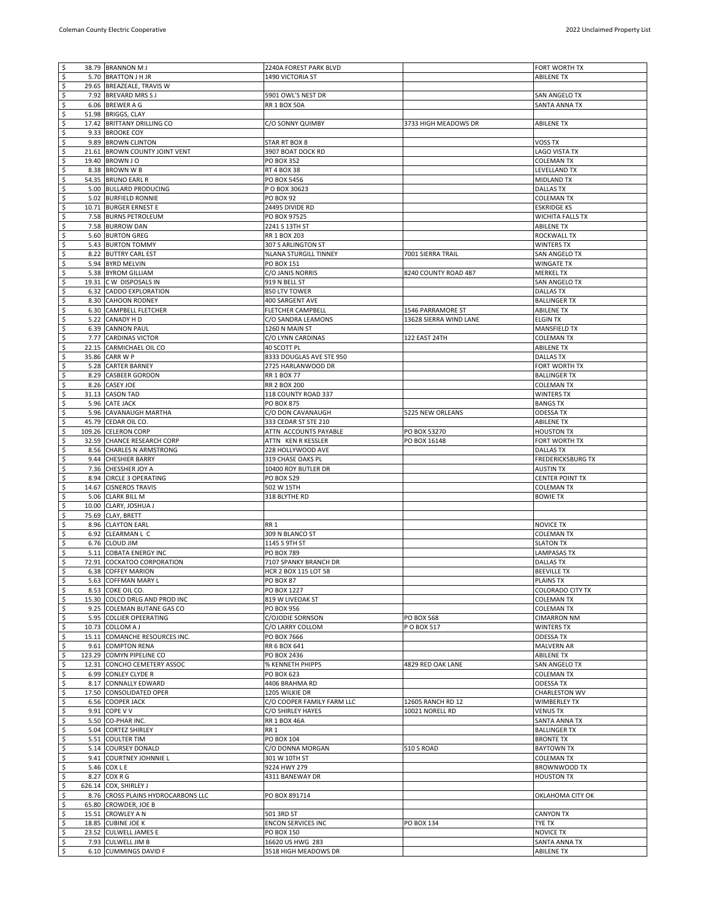| $ | Amount | Name | Address 1 | Address 2 | City/State |
|---|---|---|---|---|---|
| $ | 38.79 | BRANNON M J | 2240A FOREST PARK BLVD | | FORT WORTH TX |
| $ | 5.70 | BRATTON J H JR | 1490 VICTORIA ST | | ABILENE TX |
| $ | 29.65 | BREAZEALE, TRAVIS W | | | |
| $ | 7.92 | BREVARD MRS S J | 5901 OWL'S NEST DR | | SAN ANGELO TX |
| $ | 6.06 | BREWER A G | RR 1 BOX 50A | | SANTA ANNA TX |
| $ | 51.98 | BRIGGS, CLAY | | | |
| $ | 17.42 | BRITTANY DRILLING CO | C/O SONNY QUIMBY | 3733 HIGH MEADOWS DR | ABILENE TX |
| $ | 9.33 | BROOKE COY | | | |
| $ | 9.89 | BROWN CLINTON | STAR RT BOX 8 | | VOSS TX |
| $ | 21.61 | BROWN COUNTY JOINT VENT | 3907 BOAT DOCK RD | | LAGO VISTA TX |
| $ | 19.40 | BROWN J O | PO BOX 352 | | COLEMAN TX |
| $ | 8.38 | BROWN W B | RT 4 BOX 38 | | LEVELLAND TX |
| $ | 54.35 | BRUNO EARL R | PO BOX 5456 | | MIDLAND TX |
| $ | 5.00 | BULLARD PRODUCING | P O BOX 30623 | | DALLAS TX |
| $ | 5.02 | BURFIELD RONNIE | PO BOX 92 | | COLEMAN TX |
| $ | 10.71 | BURGER ERNEST E | 24495 DIVIDE RD | | ESKRIDGE KS |
| $ | 7.58 | BURNS PETROLEUM | PO BOX 97525 | | WICHITA FALLS TX |
| $ | 7.58 | BURROW DAN | 2241 S 13TH ST | | ABILENE TX |
| $ | 5.60 | BURTON GREG | RR 1 BOX 203 | | ROCKWALL TX |
| $ | 5.43 | BURTON TOMMY | 307 S ARLINGTON ST | | WINTERS TX |
| $ | 8.22 | BUTTRY CARL EST | %LANA STURGILL TINNEY | 7001 SIERRA TRAIL | SAN ANGELO TX |
| $ | 5.94 | BYRD MELVIN | PO BOX 151 | | WINGATE TX |
| $ | 5.38 | BYROM GILLIAM | C/O JANIS NORRIS | 8240 COUNTY ROAD 487 | MERKEL TX |
| $ | 19.31 | C W DISPOSALS IN | 919 N BELL ST | | SAN ANGELO TX |
| $ | 6.32 | CADDO EXPLORATION | 850 LTV TOWER | | DALLAS TX |
| $ | 8.30 | CAHOON RODNEY | 400 SARGENT AVE | | BALLINGER TX |
| $ | 6.30 | CAMPBELL FLETCHER | FLETCHER CAMPBELL | 1546 PARRAMORE ST | ABILENE TX |
| $ | 5.22 | CANADY H D | C/O SANDRA LEAMONS | 13628 SIERRA WIND LANE | ELGIN TX |
| $ | 6.39 | CANNON PAUL | 1260 N MAIN ST | | MANSFIELD TX |
| $ | 7.77 | CARDINAS VICTOR | C/O LYNN CARDINAS | 122 EAST 24TH | COLEMAN TX |
| $ | 22.15 | CARMICHAEL OIL CO | 40 SCOTT PL | | ABILENE TX |
| $ | 35.86 | CARR W P | 8333 DOUGLAS AVE STE 950 | | DALLAS TX |
| $ | 5.28 | CARTER BARNEY | 2725 HARLANWOOD DR | | FORT WORTH TX |
| $ | 8.29 | CASBEER GORDON | RR 1 BOX 77 | | BALLINGER TX |
| $ | 8.26 | CASEY JOE | RR 2 BOX 200 | | COLEMAN TX |
| $ | 31.13 | CASON TAD | 118 COUNTY ROAD 337 | | WINTERS TX |
| $ | 5.96 | CATE JACK | PO BOX 875 | | BANGS TX |
| $ | 5.96 | CAVANAUGH MARTHA | C/O DON CAVANAUGH | 5225 NEW ORLEANS | ODESSA TX |
| $ | 45.79 | CEDAR OIL CO. | 333 CEDAR ST STE 210 | | ABILENE TX |
| $ | 109.26 | CELERON CORP | ATTN ACCOUNTS PAYABLE | PO BOX 53270 | HOUSTON TX |
| $ | 32.59 | CHANCE RESEARCH CORP | ATTN KEN R KESSLER | PO BOX 16148 | FORT WORTH TX |
| $ | 8.56 | CHARLES N ARMSTRONG | 228 HOLLYWOOD AVE | | DALLAS TX |
| $ | 9.44 | CHESHIER BARRY | 319 CHASE OAKS PL | | FREDERICKSBURG TX |
| $ | 7.36 | CHESSHER JOY A | 10400 ROY BUTLER DR | | AUSTIN TX |
| $ | 8.94 | CIRCLE 3 OPERATING | PO BOX 529 | | CENTER POINT TX |
| $ | 14.67 | CISNEROS TRAVIS | 502 W 15TH | | COLEMAN TX |
| $ | 5.06 | CLARK BILL M | 318 BLYTHE RD | | BOWIE TX |
| $ | 10.00 | CLARY, JOSHUA J | | | |
| $ | 75.69 | CLAY, BRETT | | | |
| $ | 8.96 | CLAYTON EARL | RR 1 | | NOVICE TX |
| $ | 6.92 | CLEARMAN L C | 309 N BLANCO ST | | COLEMAN TX |
| $ | 6.76 | CLOUD JIM | 1145 S 9TH ST | | SLATON TX |
| $ | 5.11 | COBATA ENERGY INC | PO BOX 789 | | LAMPASAS TX |
| $ | 72.91 | COCKATOO CORPORATION | 7107 SPANKY BRANCH DR | | DALLAS TX |
| $ | 6.38 | COFFEY MARION | HCR 2 BOX 115 LOT 58 | | BEEVILLE TX |
| $ | 5.63 | COFFMAN MARY L | PO BOX 87 | | PLAINS TX |
| $ | 8.53 | COKE OIL CO. | PO BOX 1227 | | COLORADO CITY TX |
| $ | 15.30 | COLCO DRLG AND PROD INC | 819 W LIVEOAK ST | | COLEMAN TX |
| $ | 9.25 | COLEMAN BUTANE GAS CO | PO BOX 956 | | COLEMAN TX |
| $ | 5.95 | COLLIER OPEERATING | C/OJODIE SORNSON | PO BOX 568 | CIMARRON NM |
| $ | 10.73 | COLLOM A J | C/O LARRY COLLOM | P O BOX 517 | WINTERS TX |
| $ | 15.11 | COMANCHE RESOURCES INC. | PO BOX 7666 | | ODESSA TX |
| $ | 9.61 | COMPTON RENA | RR 6 BOX 641 | | MALVERN AR |
| $ | 123.29 | COMYN PIPELINE CO | PO BOX 2436 | | ABILENE TX |
| $ | 12.31 | CONCHO CEMETERY ASSOC | % KENNETH PHIPPS | 4829 RED OAK LANE | SAN ANGELO TX |
| $ | 6.99 | CONLEY CLYDE R | PO BOX 623 | | COLEMAN TX |
| $ | 8.17 | CONNALLY EDWARD | 4406 BRAHMA RD | | ODESSA TX |
| $ | 17.50 | CONSOLIDATED OPER | 1205 WILKIE DR | | CHARLESTON WV |
| $ | 6.56 | COOPER JACK | C/O COOPER FAMILY FARM LLC | 12605 RANCH RD 12 | WIMBERLEY TX |
| $ | 9.91 | COPE V V | C/O SHIRLEY HAYES | 10021 NORELL RD | VENUS TX |
| $ | 5.50 | CO-PHAR INC. | RR 1 BOX 46A | | SANTA ANNA TX |
| $ | 5.04 | CORTEZ SHIRLEY | RR 1 | | BALLINGER TX |
| $ | 5.51 | COULTER TIM | PO BOX 104 | | BRONTE TX |
| $ | 5.14 | COURSEY DONALD | C/O DONNA MORGAN | 510 S ROAD | BAYTOWN TX |
| $ | 9.41 | COURTNEY JOHNNIE L | 301 W 10TH ST | | COLEMAN TX |
| $ | 5.46 | COX L E | 9224 HWY 279 | | BROWNWOOD TX |
| $ | 8.27 | COX R G | 4311 BANEWAY DR | | HOUSTON TX |
| $ | 626.14 | COX, SHIRLEY J | | | |
| $ | 8.76 | CROSS PLAINS HYDROCARBONS LLC | PO BOX 891714 | | OKLAHOMA CITY OK |
| $ | 65.80 | CROWDER, JOE B | | | |
| $ | 15.51 | CROWLEY A N | 501 3RD ST | | CANYON TX |
| $ | 18.85 | CUBINE JOE K | ENCON SERVICES INC | PO BOX 134 | TYE TX |
| $ | 23.52 | CULWELL JAMES E | PO BOX 150 | | NOVICE TX |
| $ | 7.93 | CULWELL JIM B | 16620 US HWG 283 | | SANTA ANNA TX |
| $ | 6.10 | CUMMINGS DAVID F | 3518 HIGH MEADOWS DR | | ABILENE TX |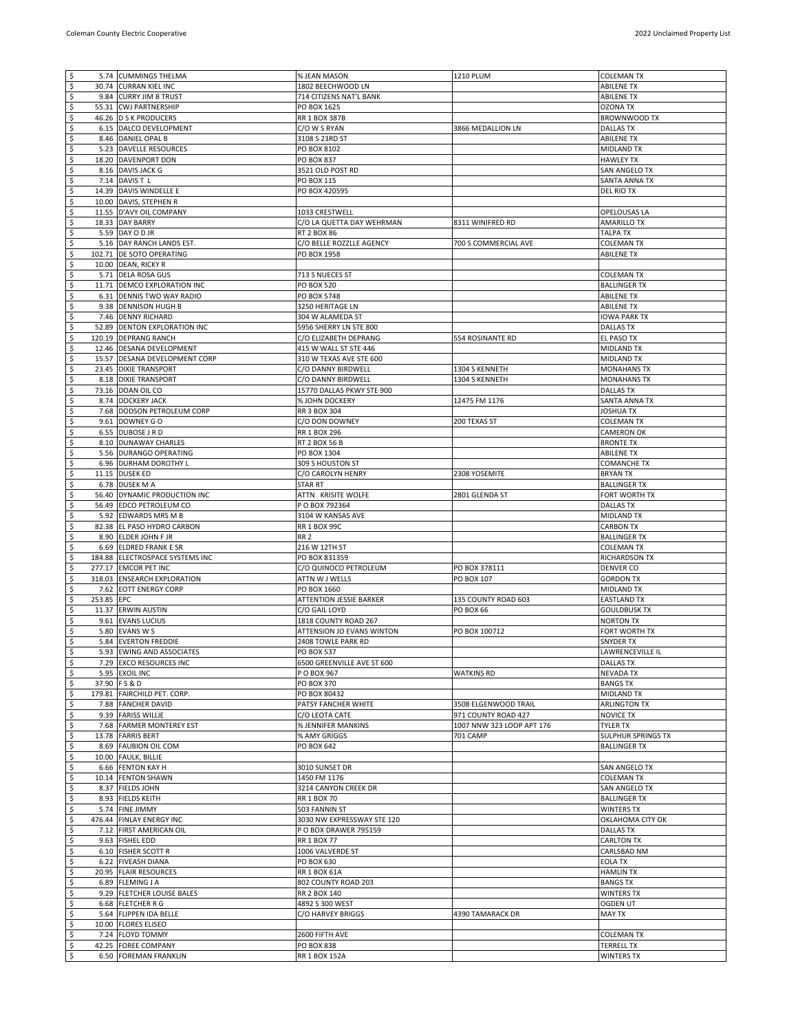| | | | | | |
|---|---|---|---|---|---|
| $ | 5.74 | CUMMINGS THELMA | % JEAN MASON | 1210 PLUM | COLEMAN TX |
| $ | 30.74 | CURRAN KIEL INC | 1802 BEECHWOOD LN | | ABILENE TX |
| $ | 9.84 | CURRY JIM B TRUST | 714 CITIZENS NAT'L BANK | | ABILENE TX |
| $ | 55.31 | CWJ PARTNERSHIP | PO BOX 1625 | | OZONA TX |
| $ | 46.26 | D S K PRODUCERS | RR 1 BOX 387B | | BROWNWOOD TX |
| $ | 6.15 | DALCO DEVELOPMENT | C/O W S RYAN | 3866 MEDALLION LN | DALLAS TX |
| $ | 8.46 | DANIEL OPAL B | 3108 S 23RD ST | | ABILENE TX |
| $ | 5.23 | DAVELLE RESOURCES | PO BOX 8102 | | MIDLAND TX |
| $ | 18.20 | DAVENPORT DON | PO BOX 837 | | HAWLEY TX |
| $ | 8.16 | DAVIS JACK G | 3521 OLD POST RD | | SAN ANGELO TX |
| $ | 7.14 | DAVIS T L | PO BOX 115 | | SANTA ANNA TX |
| $ | 14.39 | DAVIS WINDELLE E | PO BOX 420595 | | DEL RIO TX |
| $ | 10.00 | DAVIS, STEPHEN R | | | |
| $ | 11.55 | D'AVY OIL COMPANY | 1033 CRESTWELL | | OPELOUSAS LA |
| $ | 18.33 | DAY BARRY | C/O LA QUETTA DAY WEHRMAN | 8311 WINIFRED RD | AMARILLO TX |
| $ | 5.59 | DAY O D JR | RT 2 BOX 86 | | TALPA TX |
| $ | 5.16 | DAY RANCH LANDS EST. | C/O BELLE ROZZLLE AGENCY | 700 S COMMERCIAL AVE | COLEMAN TX |
| $ | 102.71 | DE SOTO OPERATING | PO BOX 1958 | | ABILENE TX |
| $ | 10.00 | DEAN, RICKY R | | | |
| $ | 5.71 | DELA ROSA GUS | 713 S NUECES ST | | COLEMAN TX |
| $ | 11.71 | DEMCO EXPLORATION INC | PO BOX 520 | | BALLINGER TX |
| $ | 6.31 | DENNIS TWO WAY RADIO | PO BOX 5748 | | ABILENE TX |
| $ | 9.38 | DENNISON HUGH B | 3250 HERITAGE LN | | ABILENE TX |
| $ | 7.46 | DENNY RICHARD | 304 W ALAMEDA ST | | IOWA PARK TX |
| $ | 52.89 | DENTON EXPLORATION INC | 5956 SHERRY LN STE 800 | | DALLAS TX |
| $ | 120.19 | DEPRANG RANCH | C/O ELIZABETH DEPRANG | 554 ROSINANTE RD | EL PASO TX |
| $ | 12.46 | DESANA DEVELOPMENT | 415 W WALL ST STE 446 | | MIDLAND TX |
| $ | 15.57 | DESANA DEVELOPMENT CORP | 310 W TEXAS AVE STE 600 | | MIDLAND TX |
| $ | 23.45 | DIXIE TRANSPORT | C/O DANNY BIRDWELL | 1304 S KENNETH | MONAHANS TX |
| $ | 8.18 | DIXIE TRANSPORT | C/O DANNY BIRDWELL | 1304 S KENNETH | MONAHANS TX |
| $ | 73.16 | DOAN OIL CO | 15770 DALLAS PKWY STE 900 | | DALLAS TX |
| $ | 8.74 | DOCKERY JACK | % JOHN DOCKERY | 12475 FM 1176 | SANTA ANNA TX |
| $ | 7.68 | DODSON PETROLEUM CORP | RR 3 BOX 304 | | JOSHUA TX |
| $ | 9.61 | DOWNEY G O | C/O DON DOWNEY | 200 TEXAS ST | COLEMAN TX |
| $ | 6.55 | DUBOSE J R D | RR 1 BOX 296 | | CAMERON OK |
| $ | 8.10 | DUNAWAY CHARLES | RT 2 BOX 56 B | | BRONTE TX |
| $ | 5.56 | DURANGO OPERATING | PO BOX 1304 | | ABILENE TX |
| $ | 6.96 | DURHAM DOROTHY L | 309 S HOUSTON ST | | COMANCHE TX |
| $ | 11.15 | DUSEK ED | C/O CAROLYN HENRY | 2308 YOSEMITE | BRYAN TX |
| $ | 6.78 | DUSEK M A | STAR RT | | BALLINGER TX |
| $ | 56.40 | DYNAMIC PRODUCTION INC | ATTN KRISITE WOLFE | 2801 GLENDA ST | FORT WORTH TX |
| $ | 56.49 | EDCO PETROLEUM CO | P O BOX 792364 | | DALLAS TX |
| $ | 5.92 | EDWARDS MRS M B | 3104 W KANSAS AVE | | MIDLAND TX |
| $ | 82.38 | EL PASO HYDRO CARBON | RR 1 BOX 99C | | CARBON TX |
| $ | 8.90 | ELDER JOHN F JR | RR 2 | | BALLINGER TX |
| $ | 6.69 | ELDRED FRANK E SR | 216 W 12TH ST | | COLEMAN TX |
| $ | 184.88 | ELECTROSPACE SYSTEMS INC | PO BOX 831359 | | RICHARDSON TX |
| $ | 277.17 | EMCOR PET INC | C/O QUINOCO PETROLEUM | PO BOX 378111 | DENVER CO |
| $ | 318.03 | ENSEARCH EXPLORATION | ATTN W J WELLS | PO BOX 107 | GORDON TX |
| $ | 7.62 | EOTT ENERGY CORP | PO BOX 1660 | | MIDLAND TX |
| $ | 253.85 | EPC | ATTENTION JESSIE BARKER | 135 COUNTY ROAD 603 | EASTLAND TX |
| $ | 11.37 | ERWIN AUSTIN | C/O GAIL LOYD | PO BOX 66 | GOULDBUSK TX |
| $ | 9.61 | EVANS LUCIUS | 1818 COUNTY ROAD 267 | | NORTON TX |
| $ | 5.80 | EVANS W S | ATTENSION JO EVANS WINTON | PO BOX 100712 | FORT WORTH TX |
| $ | 5.84 | EVERTON FREDDIE | 2408 TOWLE PARK RD | | SNYDER TX |
| $ | 5.93 | EWING AND ASSOCIATES | PO BOX 537 | | LAWRENCEVILLE IL |
| $ | 7.29 | EXCO RESOURCES INC | 6500 GREENVILLE AVE ST 600 | | DALLAS TX |
| $ | 5.95 | EXOIL INC | P O BOX 967 | WATKINS RD | NEVADA TX |
| $ | 37.90 | F S & D | PO BOX 370 | | BANGS TX |
| $ | 179.81 | FAIRCHILD PET. CORP. | PO BOX 80432 | | MIDLAND TX |
| $ | 7.88 | FANCHER DAVID | PATSY FANCHER WHITE | 3508 ELGENWOOD TRAIL | ARLINGTON TX |
| $ | 9.39 | FARISS WILLIE | C/O LEOTA CATE | 971 COUNTY ROAD 427 | NOVICE TX |
| $ | 7.68 | FARMER MONTEREY EST | % JENNIFER MANKINS | 1007 NNW 323 LOOP APT 176 | TYLER TX |
| $ | 13.78 | FARRIS BERT | % AMY GRIGGS | 701 CAMP | SULPHUR SPRINGS TX |
| $ | 8.69 | FAUBION OIL COM | PO BOX 642 | | BALLINGER TX |
| $ | 10.00 | FAULK, BILLIE | | | |
| $ | 6.66 | FENTON KAY H | 3010 SUNSET DR | | SAN ANGELO TX |
| $ | 10.14 | FENTON SHAWN | 1450 FM 1176 | | COLEMAN TX |
| $ | 8.37 | FIELDS JOHN | 3214 CANYON CREEK DR | | SAN ANGELO TX |
| $ | 8.93 | FIELDS KEITH | RR 1 BOX 70 | | BALLINGER TX |
| $ | 5.74 | FINE JIMMY | 503 FANNIN ST | | WINTERS TX |
| $ | 476.44 | FINLAY ENERGY INC | 3030 NW EXPRESSWAY STE 120 | | OKLAHOMA CITY OK |
| $ | 7.12 | FIRST AMERICAN OIL | P O BOX DRAWER 795159 | | DALLAS TX |
| $ | 9.63 | FISHEL EDD | RR 1 BOX 77 | | CARLTON TX |
| $ | 6.10 | FISHER SCOTT R | 1006 VALVERDE ST | | CARLSBAD NM |
| $ | 6.22 | FIVEASH DIANA | PO BOX 630 | | EOLA TX |
| $ | 20.95 | FLAIR RESOURCES | RR 1 BOX 61A | | HAMLIN TX |
| $ | 6.89 | FLEMING J A | 802 COUNTY ROAD 203 | | BANGS TX |
| $ | 9.29 | FLETCHER LOUISE BALES | RR 2 BOX 140 | | WINTERS TX |
| $ | 6.68 | FLETCHER R G | 4892 S 300 WEST | | OGDEN UT |
| $ | 5.64 | FLIPPEN IDA BELLE | C/O HARVEY BRIGGS | 4390 TAMARACK DR | MAY TX |
| $ | 10.00 | FLORES ELISEO | | | |
| $ | 7.24 | FLOYD TOMMY | 2600 FIFTH AVE | | COLEMAN TX |
| $ | 42.25 | FOREE COMPANY | PO BOX 838 | | TERRELL TX |
| $ | 6.50 | FOREMAN FRANKLIN | RR 1 BOX 152A | | WINTERS TX |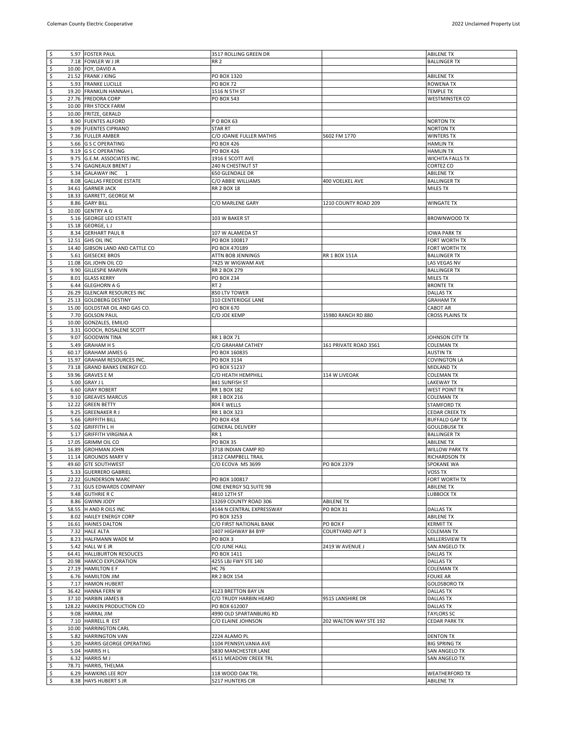| $ | Amount | Name | Address 1 | Address 2 | City/State |
|---|---|---|---|---|---|
| $ | 5.97 | FOSTER PAUL | 3517 ROLLING GREEN DR | | ABILENE TX |
| $ | 7.18 | FOWLER W J JR | RR 2 | | BALLINGER TX |
| $ | 10.00 | FOY, DAVID A | | | |
| $ | 21.52 | FRANK J KING | PO BOX 1320 | | ABILENE TX |
| $ | 5.93 | FRANKE LUCILLE | PO BOX 72 | | ROWENA TX |
| $ | 19.20 | FRANKLIN HANNAH L | 1516 N 5TH ST | | TEMPLE TX |
| $ | 27.76 | FREDORA CORP | PO BOX 543 | | WESTMINSTER CO |
| $ | 10.00 | FRH STOCK FARM | | | |
| $ | 10.00 | FRITZE, GERALD | | | |
| $ | 8.90 | FUENTES ALFORD | P O BOX 63 | | NORTON TX |
| $ | 9.09 | FUENTES CIPRIANO | STAR RT | | NORTON TX |
| $ | 7.36 | FULLER AMBER | C/O JOANIE FULLER MATHIS | 5602 FM 1770 | WINTERS TX |
| $ | 5.66 | G S C OPERATING | PO BOX 426 | | HAMLIN TX |
| $ | 9.19 | G S C OPERATING | PO BOX 426 | | HAMLIN TX |
| $ | 9.75 | G.E.M. ASSOCIATES INC. | 1916 E SCOTT AVE | | WICHITA FALLS TX |
| $ | 5.74 | GAGNEAUX BRENT J | 240 N CHESTNUT ST | | CORTEZ CO |
| $ | 5.34 | GALAWAY INC 1 | 650 GLENDALE DR | | ABILENE TX |
| $ | 8.08 | GALLAS FREDDIE ESTATE | C/O ABBIE WILLIAMS | 400 VOELKEL AVE | BALLINGER TX |
| $ | 34.61 | GARNER JACK | RR 2 BOX 18 | | MILES TX |
| $ | 18.33 | GARRETT, GEORGE M | | | |
| $ | 8.86 | GARY BILL | C/O MARLENE GARY | 1210 COUNTY ROAD 209 | WINGATE TX |
| $ | 10.00 | GENTRY A G | | | |
| $ | 5.16 | GEORGE LEO ESTATE | 103 W BAKER ST | | BROWNWOOD TX |
| $ | 15.18 | GEORGE, L J | | | |
| $ | 8.34 | GERHART PAUL R | 107 W ALAMEDA ST | | IOWA PARK TX |
| $ | 12.51 | GHS OIL INC | PO BOX 100817 | | FORT WORTH TX |
| $ | 14.40 | GIBSON LAND AND CATTLE CO | PO BOX 470189 | | FORT WORTH TX |
| $ | 5.61 | GIESECKE BROS | ATTN BOB JENNINGS | RR 1 BOX 151A | BALLINGER TX |
| $ | 11.08 | GIL JOHN OIL CO | 7425 W WIGWAM AVE | | LAS VEGAS NV |
| $ | 9.90 | GILLESPIE MARVIN | RR 2 BOX 279 | | BALLINGER TX |
| $ | 8.01 | GLASS KERRY | PO BOX 234 | | MILES TX |
| $ | 6.44 | GLEGHORN A G | RT 2 | | BRONTE TX |
| $ | 26.29 | GLENCAIR RESOURCES INC | 850 LTV TOWER | | DALLAS TX |
| $ | 25.13 | GOLDBERG DESTINY | 310 CENTERIDGE LANE | | GRAHAM TX |
| $ | 15.00 | GOLDSTAR OIL AND GAS CO. | PO BOX 670 | | CABOT AR |
| $ | 7.70 | GOLSON PAUL | C/O JOE KEMP | 15980 RANCH RD 880 | CROSS PLAINS TX |
| $ | 10.00 | GONZALES, EMILIO | | | |
| $ | 3.31 | GOOCH, ROSALENE SCOTT | | | |
| $ | 9.07 | GOODWIN TINA | RR 1 BOX 71 | | JOHNSON CITY TX |
| $ | 5.49 | GRAHAM H S | C/O GRAHAM CATHEY | 161 PRIVATE ROAD 3561 | COLEMAN TX |
| $ | 60.17 | GRAHAM JAMES G | PO BOX 160835 | | AUSTIN TX |
| $ | 15.97 | GRAHAM RESOURCES INC. | PO BOX 3134 | | COVINGTON LA |
| $ | 73.18 | GRAND BANKS ENERGY CO. | PO BOX 51237 | | MIDLAND TX |
| $ | 59.96 | GRAVES E M | C/O HEATH HEMPHILL | 114 W LIVEOAK | COLEMAN TX |
| $ | 5.00 | GRAY J L | 841 SUNFISH ST | | LAKEWAY TX |
| $ | 6.60 | GRAY ROBERT | RR 1 BOX 182 | | WEST POINT TX |
| $ | 9.10 | GREAVES MARCUS | RR 1 BOX 216 | | COLEMAN TX |
| $ | 12.22 | GREEN BETTY | 804 E WELLS | | STAMFORD TX |
| $ | 9.25 | GREENAKER R J | RR 1 BOX 323 | | CEDAR CREEK TX |
| $ | 5.66 | GRIFFITH BILL | PO BOX 458 | | BUFFALO GAP TX |
| $ | 5.02 | GRIFFITH L H | GENERAL DELIVERY | | GOULDBUSK TX |
| $ | 5.17 | GRIFFITH VIRGINIA A | RR 1 | | BALLINGER TX |
| $ | 17.05 | GRIMM OIL CO | PO BOX 35 | | ABILENE TX |
| $ | 16.89 | GROHMAN JOHN | 3718 INDIAN CAMP RD | | WILLOW PARK TX |
| $ | 11.14 | GROUNDS MARY V | 1812 CAMPBELL TRAIL | | RICHARDSON TX |
| $ | 49.60 | GTE SOUTHWEST | C/O ECOVA MS 3699 | PO BOX 2379 | SPOKANE WA |
| $ | 5.33 | GUERRERO GABRIEL | | | VOSS TX |
| $ | 22.22 | GUNDERSON MARC | PO BOX 100817 | | FORT WORTH TX |
| $ | 7.31 | GUS EDWARDS COMPANY | ONE ENERGY SQ SUITE 9B | | ABILENE TX |
| $ | 9.48 | GUTHRIE R C | 4810 12TH ST | | LUBBOCK TX |
| $ | 8.86 | GWINN JODY | 13269 COUNTY ROAD 306 | ABILENE TX | |
| $ | 58.55 | H AND R OILS INC | 4144 N CENTRAL EXPRESSWAY | PO BOX 31 | DALLAS TX |
| $ | 8.02 | HAILEY ENERGY CORP | PO BOX 3253 | | ABILENE TX |
| $ | 16.61 | HAINES DALTON | C/O FIRST NATIONAL BANK | PO BOX F | KERMIT TX |
| $ | 7.32 | HALE ALTA | 1407 HIGHWAY 84 BYP | COURTYARD APT 3 | COLEMAN TX |
| $ | 8.23 | HALFMANN WADE M | PO BOX 3 | | MILLERSVIEW TX |
| $ | 5.42 | HALL W E JR | C/O JUNE HALL | 2419 W AVENUE J | SAN ANGELO TX |
| $ | 64.41 | HALLIBURTON RESOUCES | PO BOX 1411 | | DALLAS TX |
| $ | 20.98 | HAMCO EXPLORATION | 4255 LBJ FWY STE 140 | | DALLAS TX |
| $ | 27.19 | HAMILTON E F | HC 76 | | COLEMAN TX |
| $ | 6.76 | HAMILTON JIM | RR 2 BOX 154 | | FOUKE AR |
| $ | 7.17 | HAMON HUBERT | | | GOLDSBORO TX |
| $ | 36.42 | HANNA FERN W | 4123 BRETTON BAY LN | | DALLAS TX |
| $ | 37.10 | HARBIN JAMES B | C/O TRUDY HARBIN HEARD | 9515 LANSHIRE DR | DALLAS TX |
| $ | 128.22 | HARKEN PRODUCTION CO | PO BOX 612007 | | DALLAS TX |
| $ | 9.08 | HARRAL JIM | 4990 OLD SPARTANBURG RD | | TAYLORS SC |
| $ | 7.10 | HARRELL R EST | C/O ELAINE JOHNSON | 202 WALTON WAY STE 192 | CEDAR PARK TX |
| $ | 10.00 | HARRINGTON CARL | | | |
| $ | 5.82 | HARRINGTON VAN | 2224 ALAMO PL | | DENTON TX |
| $ | 5.20 | HARRIS GEORGE OPERATING | 1104 PENNSYLVANIA AVE | | BIG SPRING TX |
| $ | 5.04 | HARRIS H L | 5830 MANCHESTER LANE | | SAN ANGELO TX |
| $ | 6.32 | HARRIS M J | 4511 MEADOW CREEK TRL | | SAN ANGELO TX |
| $ | 78.71 | HARRIS, THELMA | | | |
| $ | 6.29 | HAWKINS LEE ROY | 118 WOOD OAK TRL | | WEATHERFORD TX |
| $ | 8.38 | HAYS HUBERT S JR | 5217 HUNTERS CIR | | ABILENE TX |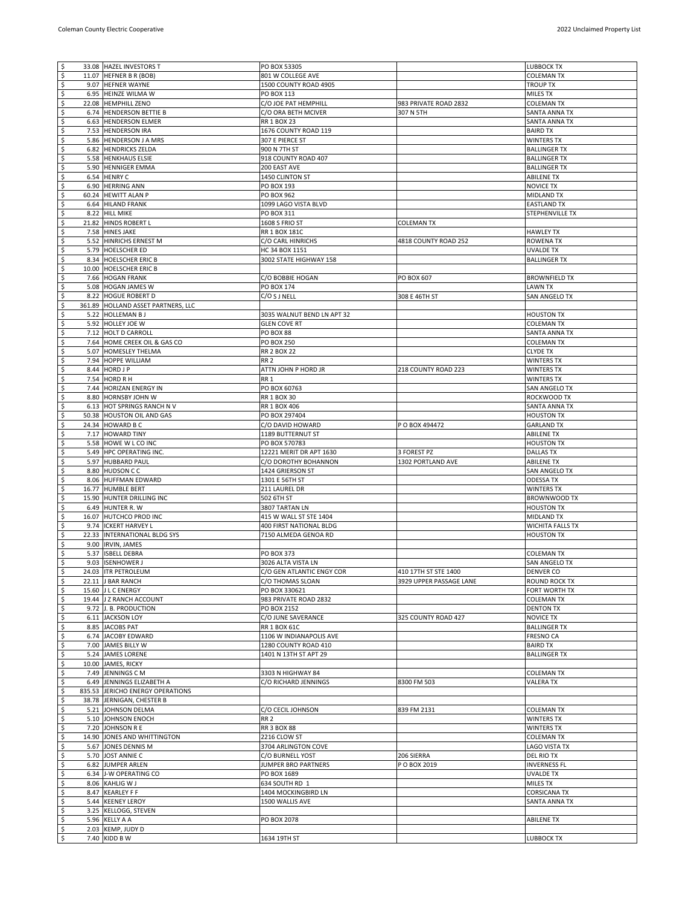| | | | | | |
|---|---|---|---|---|---|
| $ | 33.08 | HAZEL INVESTORS T | PO BOX 53305 | | LUBBOCK TX |
| $ | 11.07 | HEFNER B R (BOB) | 801 W COLLEGE AVE | | COLEMAN TX |
| $ | 9.07 | HEFNER WAYNE | 1500 COUNTY ROAD 4905 | | TROUP TX |
| $ | 6.95 | HEINZE WILMA W | PO BOX 113 | | MILES TX |
| $ | 22.08 | HEMPHILL ZENO | C/O JOE PAT HEMPHILL | 983 PRIVATE ROAD 2832 | COLEMAN TX |
| $ | 6.74 | HENDERSON BETTIE B | C/O ORA BETH MCIVER | 307 N 5TH | SANTA ANNA TX |
| $ | 6.63 | HENDERSON ELMER | RR 1 BOX 23 | | SANTA ANNA TX |
| $ | 7.53 | HENDERSON IRA | 1676 COUNTY ROAD 119 | | BAIRD TX |
| $ | 5.86 | HENDERSON J A MRS | 307 E PIERCE ST | | WINTERS TX |
| $ | 6.82 | HENDRICKS ZELDA | 900 N 7TH ST | | BALLINGER TX |
| $ | 5.58 | HENKHAUS ELSIE | 918 COUNTY ROAD 407 | | BALLINGER TX |
| $ | 5.90 | HENNIGER EMMA | 200 EAST AVE | | BALLINGER TX |
| $ | 6.54 | HENRY C | 1450 CLINTON ST | | ABILENE TX |
| $ | 6.90 | HERRING ANN | PO BOX 193 | | NOVICE TX |
| $ | 60.24 | HEWITT ALAN P | PO BOX 962 | | MIDLAND TX |
| $ | 6.64 | HILAND FRANK | 1099 LAGO VISTA BLVD | | EASTLAND TX |
| $ | 8.22 | HILL MIKE | PO BOX 311 | | STEPHENVILLE TX |
| $ | 21.82 | HINDS ROBERT L | 1608 S FRIO ST | COLEMAN TX | |
| $ | 7.58 | HINES JAKE | RR 1 BOX 181C | | HAWLEY TX |
| $ | 5.52 | HINRICHS ERNEST M | C/O CARL HINRICHS | 4818 COUNTY ROAD 252 | ROWENA TX |
| $ | 5.79 | HOELSCHER ED | HC 34 BOX 1151 | | UVALDE TX |
| $ | 8.34 | HOELSCHER ERIC B | 3002 STATE HIGHWAY 158 | | BALLINGER TX |
| $ | 10.00 | HOELSCHER ERIC B | | | |
| $ | 7.66 | HOGAN FRANK | C/O BOBBIE HOGAN | PO BOX 607 | BROWNFIELD TX |
| $ | 5.08 | HOGAN JAMES W | PO BOX 174 | | LAWN TX |
| $ | 8.22 | HOGUE ROBERT D | C/O S J NELL | 308 E 46TH ST | SAN ANGELO TX |
| $ | 361.89 | HOLLAND ASSET PARTNERS, LLC | | | |
| $ | 5.22 | HOLLEMAN B J | 3035 WALNUT BEND LN APT 32 | | HOUSTON TX |
| $ | 5.92 | HOLLEY JOE W | GLEN COVE RT | | COLEMAN TX |
| $ | 7.12 | HOLT D CARROLL | PO BOX 88 | | SANTA ANNA TX |
| $ | 7.64 | HOME CREEK OIL & GAS CO | PO BOX 250 | | COLEMAN TX |
| $ | 5.07 | HOMESLEY THELMA | RR 2 BOX 22 | | CLYDE TX |
| $ | 7.94 | HOPPE WILLIAM | RR 2 | | WINTERS TX |
| $ | 8.44 | HORD J P | ATTN JOHN P HORD JR | 218 COUNTY ROAD 223 | WINTERS TX |
| $ | 7.54 | HORD R H | RR 1 | | WINTERS TX |
| $ | 7.44 | HORIZAN ENERGY IN | PO BOX 60763 | | SAN ANGELO TX |
| $ | 8.80 | HORNSBY JOHN W | RR 1 BOX 30 | | ROCKWOOD TX |
| $ | 6.13 | HOT SPRINGS RANCH N V | RR 1 BOX 406 | | SANTA ANNA TX |
| $ | 50.38 | HOUSTON OIL AND GAS | PO BOX 297404 | | HOUSTON TX |
| $ | 24.34 | HOWARD B C | C/O DAVID HOWARD | P O BOX 494472 | GARLAND TX |
| $ | 7.17 | HOWARD TINY | 1189 BUTTERNUT ST | | ABILENE TX |
| $ | 5.58 | HOWE W L CO INC | PO BOX 570783 | | HOUSTON TX |
| $ | 5.49 | HPC OPERATING INC. | 12221 MERIT DR APT 1630 | 3 FOREST PZ | DALLAS TX |
| $ | 5.97 | HUBBARD PAUL | C/O DOROTHY BOHANNON | 1302 PORTLAND AVE | ABILENE TX |
| $ | 8.80 | HUDSON C C | 1424 GRIERSON ST | | SAN ANGELO TX |
| $ | 8.06 | HUFFMAN EDWARD | 1301 E 56TH ST | | ODESSA TX |
| $ | 16.77 | HUMBLE BERT | 211 LAUREL DR | | WINTERS TX |
| $ | 15.90 | HUNTER DRILLING INC | 502 6TH ST | | BROWNWOOD TX |
| $ | 6.49 | HUNTER R. W | 3807 TARTAN LN | | HOUSTON TX |
| $ | 16.07 | HUTCHCO PROD INC | 415 W WALL ST STE 1404 | | MIDLAND TX |
| $ | 9.74 | ICKERT HARVEY L | 400 FIRST NATIONAL BLDG | | WICHITA FALLS TX |
| $ | 22.33 | INTERNATIONAL BLDG SYS | 7150 ALMEDA GENOA RD | | HOUSTON TX |
| $ | 9.00 | IRVIN, JAMES | | | |
| $ | 5.37 | ISBELL DEBRA | PO BOX 373 | | COLEMAN TX |
| $ | 9.03 | ISENHOWER J | 3026 ALTA VISTA LN | | SAN ANGELO TX |
| $ | 24.03 | ITR PETROLEUM | C/O GEN ATLANTIC ENGY COR | 410 17TH ST STE 1400 | DENVER CO |
| $ | 22.11 | J BAR RANCH | C/O THOMAS SLOAN | 3929 UPPER PASSAGE LANE | ROUND ROCK TX |
| $ | 15.60 | J L C ENERGY | PO BOX 330621 | | FORT WORTH TX |
| $ | 19.44 | J Z RANCH ACCOUNT | 983 PRIVATE ROAD 2832 | | COLEMAN TX |
| $ | 9.72 | J. B. PRODUCTION | PO BOX 2152 | | DENTON TX |
| $ | 6.11 | JACKSON LOY | C/O JUNE SAVERANCE | 325 COUNTY ROAD 427 | NOVICE TX |
| $ | 8.85 | JACOBS PAT | RR 1 BOX 61C | | BALLINGER TX |
| $ | 6.74 | JACOBY EDWARD | 1106 W INDIANAPOLIS AVE | | FRESNO CA |
| $ | 7.00 | JAMES BILLY W | 1280 COUNTY ROAD 410 | | BAIRD TX |
| $ | 5.24 | JAMES LORENE | 1401 N 13TH ST APT 29 | | BALLINGER TX |
| $ | 10.00 | JAMES, RICKY | | | |
| $ | 7.49 | JENNINGS C M | 3303 N HIGHWAY 84 | | COLEMAN TX |
| $ | 6.49 | JENNINGS ELIZABETH A | C/O RICHARD JENNINGS | 8300 FM 503 | VALERA TX |
| $ | 835.53 | JERICHO ENERGY OPERATIONS | | | |
| $ | 38.78 | JERNIGAN, CHESTER B | | | |
| $ | 5.21 | JOHNSON DELMA | C/O CECIL JOHNSON | 839 FM 2131 | COLEMAN TX |
| $ | 5.10 | JOHNSON ENOCH | RR 2 | | WINTERS TX |
| $ | 7.20 | JOHNSON R E | RR 3 BOX 88 | | WINTERS TX |
| $ | 14.90 | JONES AND WHITTINGTON | 2216 CLOW ST | | COLEMAN TX |
| $ | 5.67 | JONES DENNIS M | 3704 ARLINGTON COVE | | LAGO VISTA TX |
| $ | 5.70 | JOST ANNIE C | C/O BURNELL YOST | 206 SIERRA | DEL RIO TX |
| $ | 6.82 | JUMPER ARLEN | JUMPER BRO PARTNERS | P O BOX 2019 | INVERNESS FL |
| $ | 6.34 | J-W OPERATING CO | PO BOX 1689 | | UVALDE TX |
| $ | 8.06 | KAHLIG W J | 634 SOUTH RD 1 | | MILES TX |
| $ | 8.47 | KEARLEY F F | 1404 MOCKINGBIRD LN | | CORSICANA TX |
| $ | 5.44 | KEENEY LEROY | 1500 WALLIS AVE | | SANTA ANNA TX |
| $ | 3.25 | KELLOGG, STEVEN | | | |
| $ | 5.96 | KELLY A A | PO BOX 2078 | | ABILENE TX |
| $ | 2.03 | KEMP, JUDY D | | | |
| $ | 7.40 | KIDD B W | 1634 19TH ST | | LUBBOCK TX |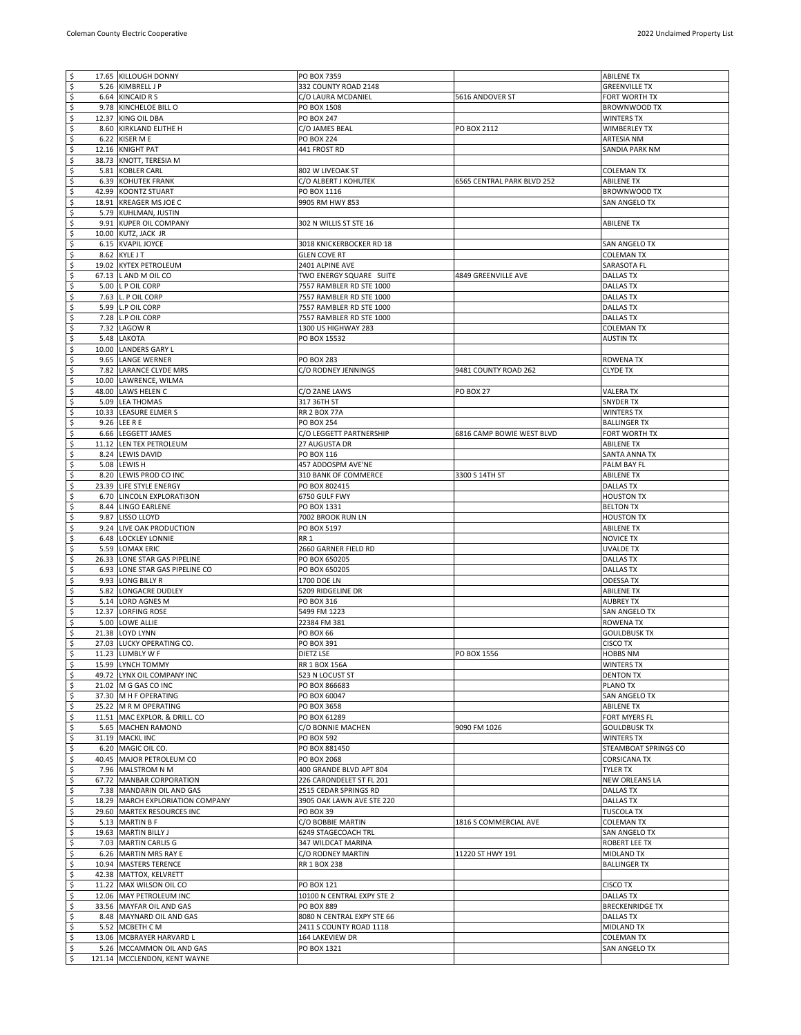| | | | | | |
|---|---|---|---|---|---|
| $ | 17.65 | KILLOUGH DONNY | PO BOX 7359 | | ABILENE TX |
| $ | 5.26 | KIMBRELL J P | 332 COUNTY ROAD 2148 | | GREENVILLE TX |
| $ | 6.64 | KINCAID R S | C/O LAURA MCDANIEL | 5616 ANDOVER ST | FORT WORTH TX |
| $ | 9.78 | KINCHELOE BILL O | PO BOX 1508 | | BROWNWOOD TX |
| $ | 12.37 | KING OIL DBA | PO BOX 247 | | WINTERS TX |
| $ | 8.60 | KIRKLAND ELITHE H | C/O JAMES BEAL | PO BOX 2112 | WIMBERLEY TX |
| $ | 6.22 | KISER M E | PO BOX 224 | | ARTESIA NM |
| $ | 12.16 | KNIGHT PAT | 441 FROST RD | | SANDIA PARK NM |
| $ | 38.73 | KNOTT, TERESIA M | | | |
| $ | 5.81 | KOBLER CARL | 802 W LIVEOAK ST | | COLEMAN TX |
| $ | 6.39 | KOHUTEK FRANK | C/O ALBERT J KOHUTEK | 6565 CENTRAL PARK BLVD 252 | ABILENE TX |
| $ | 42.99 | KOONTZ STUART | PO BOX 1116 | | BROWNWOOD TX |
| $ | 18.91 | KREAGER MS JOE C | 9905 RM HWY 853 | | SAN ANGELO TX |
| $ | 5.79 | KUHLMAN, JUSTIN | | | |
| $ | 9.91 | KUPER OIL COMPANY | 302 N WILLIS ST STE 16 | | ABILENE TX |
| $ | 10.00 | KUTZ, JACK JR | | | |
| $ | 6.15 | KVAPIL JOYCE | 3018 KNICKERBOCKER RD 18 | | SAN ANGELO TX |
| $ | 8.62 | KYLE J T | GLEN COVE RT | | COLEMAN TX |
| $ | 19.02 | KYTEX PETROLEUM | 2401 ALPINE AVE | | SARASOTA FL |
| $ | 67.13 | L AND M OIL CO | TWO ENERGY SQUARE SUITE | 4849 GREENVILLE AVE | DALLAS TX |
| $ | 5.00 | L P OIL CORP | 7557 RAMBLER RD STE 1000 | | DALLAS TX |
| $ | 7.63 | L. P OIL CORP | 7557 RAMBLER RD STE 1000 | | DALLAS TX |
| $ | 5.99 | L.P OIL CORP | 7557 RAMBLER RD STE 1000 | | DALLAS TX |
| $ | 7.28 | L.P OIL CORP | 7557 RAMBLER RD STE 1000 | | DALLAS TX |
| $ | 7.32 | LAGOW R | 1300 US HIGHWAY 283 | | COLEMAN TX |
| $ | 5.48 | LAKOTA | PO BOX 15532 | | AUSTIN TX |
| $ | 10.00 | LANDERS GARY L | | | |
| $ | 9.65 | LANGE WERNER | PO BOX 283 | | ROWENA TX |
| $ | 7.82 | LARANCE CLYDE MRS | C/O RODNEY JENNINGS | 9481 COUNTY ROAD 262 | CLYDE TX |
| $ | 10.00 | LAWRENCE, WILMA | | | |
| $ | 48.00 | LAWS HELEN C | C/O ZANE LAWS | PO BOX 27 | VALERA TX |
| $ | 5.09 | LEA THOMAS | 317 36TH ST | | SNYDER TX |
| $ | 10.33 | LEASURE ELMER S | RR 2 BOX 77A | | WINTERS TX |
| $ | 9.26 | LEE R E | PO BOX 254 | | BALLINGER TX |
| $ | 6.66 | LEGGETT JAMES | C/O LEGGETT PARTNERSHIP | 6816 CAMP BOWIE WEST BLVD | FORT WORTH TX |
| $ | 11.12 | LEN TEX PETROLEUM | 27 AUGUSTA DR | | ABILENE TX |
| $ | 8.24 | LEWIS DAVID | PO BOX 116 | | SANTA ANNA TX |
| $ | 5.08 | LEWIS H | 457 ADDOSPM AVE'NE | | PALM BAY FL |
| $ | 8.20 | LEWIS PROD CO INC | 310 BANK OF COMMERCE | 3300 S 14TH ST | ABILENE TX |
| $ | 23.39 | LIFE STYLE ENERGY | PO BOX 802415 | | DALLAS TX |
| $ | 6.70 | LINCOLN EXPLORATI3ON | 6750 GULF FWY | | HOUSTON TX |
| $ | 8.44 | LINGO EARLENE | PO BOX 1331 | | BELTON TX |
| $ | 9.87 | LISSO LLOYD | 7002 BROOK RUN LN | | HOUSTON TX |
| $ | 9.24 | LIVE OAK PRODUCTION | PO BOX 5197 | | ABILENE TX |
| $ | 6.48 | LOCKLEY LONNIE | RR 1 | | NOVICE TX |
| $ | 5.59 | LOMAX ERIC | 2660 GARNER FIELD RD | | UVALDE TX |
| $ | 26.33 | LONE STAR GAS PIPELINE | PO BOX 650205 | | DALLAS TX |
| $ | 6.93 | LONE STAR GAS PIPELINE CO | PO BOX 650205 | | DALLAS TX |
| $ | 9.93 | LONG BILLY R | 1700 DOE LN | | ODESSA TX |
| $ | 5.82 | LONGACRE DUDLEY | 5209 RIDGELINE DR | | ABILENE TX |
| $ | 5.14 | LORD AGNES M | PO BOX 316 | | AUBREY TX |
| $ | 12.37 | LORFING ROSE | 5499 FM 1223 | | SAN ANGELO TX |
| $ | 5.00 | LOWE ALLIE | 22384 FM 381 | | ROWENA TX |
| $ | 21.38 | LOYD LYNN | PO BOX 66 | | GOULDBUSK TX |
| $ | 27.03 | LUCKY OPERATING CO. | PO BOX 391 | | CISCO TX |
| $ | 11.23 | LUMBLY W F | DIETZ LSE | PO BOX 1556 | HOBBS NM |
| $ | 15.99 | LYNCH TOMMY | RR 1 BOX 156A | | WINTERS TX |
| $ | 49.72 | LYNX OIL COMPANY INC | 523 N LOCUST ST | | DENTON TX |
| $ | 21.02 | M G GAS CO INC | PO BOX 866683 | | PLANO TX |
| $ | 37.30 | M H F OPERATING | PO BOX 60047 | | SAN ANGELO TX |
| $ | 25.22 | M R M OPERATING | PO BOX 3658 | | ABILENE TX |
| $ | 11.51 | MAC EXPLOR. & DRILL. CO | PO BOX 61289 | | FORT MYERS FL |
| $ | 5.65 | MACHEN RAMOND | C/O BONNIE MACHEN | 9090 FM 1026 | GOULDBUSK TX |
| $ | 31.19 | MACKL INC | PO BOX 592 | | WINTERS TX |
| $ | 6.20 | MAGIC OIL CO. | PO BOX 881450 | | STEAMBOAT SPRINGS CO |
| $ | 40.45 | MAJOR PETROLEUM CO | PO BOX 2068 | | CORSICANA TX |
| $ | 7.96 | MALSTROM N M | 400 GRANDE BLVD APT 804 | | TYLER TX |
| $ | 67.72 | MANBAR CORPORATION | 226 CARONDELET ST FL 201 | | NEW ORLEANS LA |
| $ | 7.38 | MANDARIN OIL AND GAS | 2515 CEDAR SPRINGS RD | | DALLAS TX |
| $ | 18.29 | MARCH EXPLORIATION COMPANY | 3905 OAK LAWN AVE STE 220 | | DALLAS TX |
| $ | 29.60 | MARTEX RESOURCES INC | PO BOX 39 | | TUSCOLA TX |
| $ | 5.13 | MARTIN B F | C/O BOBBIE MARTIN | 1816 S COMMERCIAL AVE | COLEMAN TX |
| $ | 19.63 | MARTIN BILLY J | 6249 STAGECOACH TRL | | SAN ANGELO TX |
| $ | 7.03 | MARTIN CARLIS G | 347 WILDCAT MARINA | | ROBERT LEE TX |
| $ | 6.26 | MARTIN MRS RAY E | C/O RODNEY MARTIN | 11220 ST HWY 191 | MIDLAND TX |
| $ | 10.94 | MASTERS TERENCE | RR 1 BOX 238 | | BALLINGER TX |
| $ | 42.38 | MATTOX, KELVRETT | | | |
| $ | 11.22 | MAX WILSON OIL CO | PO BOX 121 | | CISCO TX |
| $ | 12.06 | MAY PETROLEUM INC | 10100 N CENTRAL EXPY STE 2 | | DALLAS TX |
| $ | 33.56 | MAYFAR OIL AND GAS | PO BOX 889 | | BRECKENRIDGE TX |
| $ | 8.48 | MAYNARD OIL AND GAS | 8080 N CENTRAL EXPY STE 66 | | DALLAS TX |
| $ | 5.52 | MCBETH C M | 2411 S COUNTY ROAD 1118 | | MIDLAND TX |
| $ | 13.06 | MCBRAYER HARVARD L | 164 LAKEVIEW DR | | COLEMAN TX |
| $ | 5.26 | MCCAMMON OIL AND GAS | PO BOX 1321 | | SAN ANGELO TX |
| $ | 121.14 | MCCLENDON, KENT WAYNE | | | |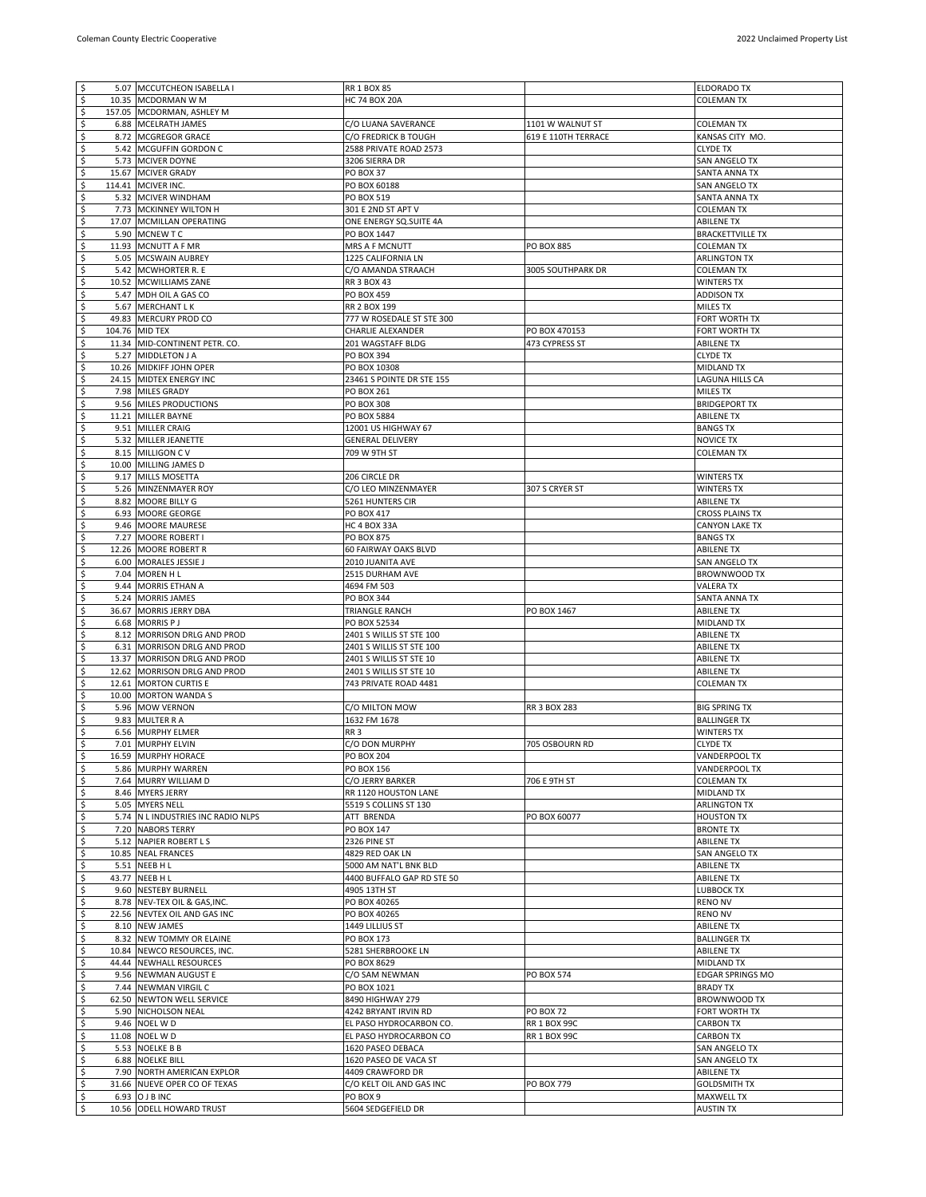| $ | Amount | Name | Address 1 | Address 2 | City/State |
|---|---|---|---|---|---|
| $ | 5.07 | MCCUTCHEON ISABELLA I | RR 1 BOX 85 | | ELDORADO TX |
| $ | 10.35 | MCDORMAN W M | HC 74 BOX 20A | | COLEMAN TX |
| $ | 157.05 | MCDORMAN, ASHLEY M | | | |
| $ | 6.88 | MCELRATH JAMES | C/O LUANA SAVERANCE | 1101 W WALNUT ST | COLEMAN TX |
| $ | 8.72 | MCGREGOR GRACE | C/O FREDRICK B TOUGH | 619 E 110TH TERRACE | KANSAS CITY MO. |
| $ | 5.42 | MCGUFFIN GORDON C | 2588 PRIVATE ROAD 2573 | | CLYDE TX |
| $ | 5.73 | MCIVER DOYNE | 3206 SIERRA DR | | SAN ANGELO TX |
| $ | 15.67 | MCIVER GRADY | PO BOX 37 | | SANTA ANNA TX |
| $ | 114.41 | MCIVER INC. | PO BOX 60188 | | SAN ANGELO TX |
| $ | 5.32 | MCIVER WINDHAM | PO BOX 519 | | SANTA ANNA TX |
| $ | 7.73 | MCKINNEY WILTON H | 301 E 2ND ST APT V | | COLEMAN TX |
| $ | 17.07 | MCMILLAN OPERATING | ONE ENERGY SQ.SUITE 4A | | ABILENE TX |
| $ | 5.90 | MCNEW T C | PO BOX 1447 | | BRACKETTVILLE TX |
| $ | 11.93 | MCNUTT A F MR | MRS A F MCNUTT | PO BOX 885 | COLEMAN TX |
| $ | 5.05 | MCSWAIN AUBREY | 1225 CALIFORNIA LN | | ARLINGTON TX |
| $ | 5.42 | MCWHORTER R. E | C/O AMANDA STRAACH | 3005 SOUTHPARK DR | COLEMAN TX |
| $ | 10.52 | MCWILLIAMS ZANE | RR 3 BOX 43 | | WINTERS TX |
| $ | 5.47 | MDH OIL A GAS CO | PO BOX 459 | | ADDISON TX |
| $ | 5.67 | MERCHANT L K | RR 2 BOX 199 | | MILES TX |
| $ | 49.83 | MERCURY PROD CO | 777 W ROSEDALE ST STE 300 | | FORT WORTH TX |
| $ | 104.76 | MID TEX | CHARLIE ALEXANDER | PO BOX 470153 | FORT WORTH TX |
| $ | 11.34 | MID-CONTINENT PETR. CO. | 201 WAGSTAFF BLDG | 473 CYPRESS ST | ABILENE TX |
| $ | 5.27 | MIDDLETON J A | PO BOX 394 | | CLYDE TX |
| $ | 10.26 | MIDKIFF JOHN OPER | PO BOX 10308 | | MIDLAND TX |
| $ | 24.15 | MIDTEX ENERGY INC | 23461 S POINTE DR STE 155 | | LAGUNA HILLS CA |
| $ | 7.98 | MILES GRADY | PO BOX 261 | | MILES TX |
| $ | 9.56 | MILES PRODUCTIONS | PO BOX 308 | | BRIDGEPORT TX |
| $ | 11.21 | MILLER BAYNE | PO BOX 5884 | | ABILENE TX |
| $ | 9.51 | MILLER CRAIG | 12001 US HIGHWAY 67 | | BANGS TX |
| $ | 5.32 | MILLER JEANETTE | GENERAL DELIVERY | | NOVICE TX |
| $ | 8.15 | MILLIGON C V | 709 W 9TH ST | | COLEMAN TX |
| $ | 10.00 | MILLING JAMES D | | | |
| $ | 9.17 | MILLS MOSETTA | 206 CIRCLE DR | | WINTERS TX |
| $ | 5.26 | MINZENMAYER ROY | C/O LEO MINZENMAYER | 307 S CRYER ST | WINTERS TX |
| $ | 8.82 | MOORE BILLY G | 5261 HUNTERS CIR | | ABILENE TX |
| $ | 6.93 | MOORE GEORGE | PO BOX 417 | | CROSS PLAINS TX |
| $ | 9.46 | MOORE MAURESE | HC 4 BOX 33A | | CANYON LAKE TX |
| $ | 7.27 | MOORE ROBERT I | PO BOX 875 | | BANGS TX |
| $ | 12.26 | MOORE ROBERT R | 60 FAIRWAY OAKS BLVD | | ABILENE TX |
| $ | 6.00 | MORALES JESSIE J | 2010 JUANITA AVE | | SAN ANGELO TX |
| $ | 7.04 | MOREN H L | 2515 DURHAM AVE | | BROWNWOOD TX |
| $ | 9.44 | MORRIS ETHAN A | 4694 FM 503 | | VALERA TX |
| $ | 5.24 | MORRIS JAMES | PO BOX 344 | | SANTA ANNA TX |
| $ | 36.67 | MORRIS JERRY DBA | TRIANGLE RANCH | PO BOX 1467 | ABILENE TX |
| $ | 6.68 | MORRIS P J | PO BOX 52534 | | MIDLAND TX |
| $ | 8.12 | MORRISON DRLG AND PROD | 2401 S WILLIS ST STE 100 | | ABILENE TX |
| $ | 6.31 | MORRISON DRLG AND PROD | 2401 S WILLIS ST STE 100 | | ABILENE TX |
| $ | 13.37 | MORRISON DRLG AND PROD | 2401 S WILLIS ST STE 10 | | ABILENE TX |
| $ | 12.62 | MORRISON DRLG AND PROD | 2401 S WILLIS ST STE 10 | | ABILENE TX |
| $ | 12.61 | MORTON CURTIS E | 743 PRIVATE ROAD 4481 | | COLEMAN TX |
| $ | 10.00 | MORTON WANDA S | | | |
| $ | 5.96 | MOW VERNON | C/O MILTON MOW | RR 3 BOX 283 | BIG SPRING TX |
| $ | 9.83 | MULTER R A | 1632 FM 1678 | | BALLINGER TX |
| $ | 6.56 | MURPHY ELMER | RR 3 | | WINTERS TX |
| $ | 7.01 | MURPHY ELVIN | C/O DON MURPHY | 705 OSBOURN RD | CLYDE TX |
| $ | 16.59 | MURPHY HORACE | PO BOX 204 | | VANDERPOOL TX |
| $ | 5.86 | MURPHY WARREN | PO BOX 156 | | VANDERPOOL TX |
| $ | 7.64 | MURRY WILLIAM D | C/O JERRY BARKER | 706 E 9TH ST | COLEMAN TX |
| $ | 8.46 | MYERS JERRY | RR 1120 HOUSTON LANE | | MIDLAND TX |
| $ | 5.05 | MYERS NELL | 5519 S COLLINS ST 130 | | ARLINGTON TX |
| $ | 5.74 | N L INDUSTRIES INC RADIO NLPS | ATT BRENDA | PO BOX 60077 | HOUSTON TX |
| $ | 7.20 | NABORS TERRY | PO BOX 147 | | BRONTE TX |
| $ | 5.12 | NAPIER ROBERT L S | 2326 PINE ST | | ABILENE TX |
| $ | 10.85 | NEAL FRANCES | 4829 RED OAK LN | | SAN ANGELO TX |
| $ | 5.51 | NEEB H L | 5000 AM NAT'L BNK BLD | | ABILENE TX |
| $ | 43.77 | NEEB H L | 4400 BUFFALO GAP RD STE 50 | | ABILENE TX |
| $ | 9.60 | NESTEBY BURNELL | 4905 13TH ST | | LUBBOCK TX |
| $ | 8.78 | NEV-TEX OIL & GAS,INC. | PO BOX 40265 | | RENO NV |
| $ | 22.56 | NEVTEX OIL AND GAS INC | PO BOX 40265 | | RENO NV |
| $ | 8.10 | NEW JAMES | 1449 LILLIUS ST | | ABILENE TX |
| $ | 8.32 | NEW TOMMY OR ELAINE | PO BOX 173 | | BALLINGER TX |
| $ | 10.84 | NEWCO RESOURCES, INC. | 5281 SHERBROOKE LN | | ABILENE TX |
| $ | 44.44 | NEWHALL RESOURCES | PO BOX 8629 | | MIDLAND TX |
| $ | 9.56 | NEWMAN AUGUST E | C/O SAM NEWMAN | PO BOX 574 | EDGAR SPRINGS MO |
| $ | 7.44 | NEWMAN VIRGIL C | PO BOX 1021 | | BRADY TX |
| $ | 62.50 | NEWTON WELL SERVICE | 8490 HIGHWAY 279 | | BROWNWOOD TX |
| $ | 5.90 | NICHOLSON NEAL | 4242 BRYANT IRVIN RD | PO BOX 72 | FORT WORTH TX |
| $ | 9.46 | NOEL W D | EL PASO HYDROCARBON CO. | RR 1 BOX 99C | CARBON TX |
| $ | 11.08 | NOEL W D | EL PASO HYDROCARBON CO | RR 1 BOX 99C | CARBON TX |
| $ | 5.53 | NOELKE B B | 1620 PASEO DEBACA | | SAN ANGELO TX |
| $ | 6.88 | NOELKE BILL | 1620 PASEO DE VACA ST | | SAN ANGELO TX |
| $ | 7.90 | NORTH AMERICAN EXPLOR | 4409 CRAWFORD DR | | ABILENE TX |
| $ | 31.66 | NUEVE OPER CO OF TEXAS | C/O KELT OIL AND GAS INC | PO BOX 779 | GOLDSMITH TX |
| $ | 6.93 | O J B INC | PO BOX 9 | | MAXWELL TX |
| $ | 10.56 | ODELL HOWARD TRUST | 5604 SEDGEFIELD DR | | AUSTIN TX |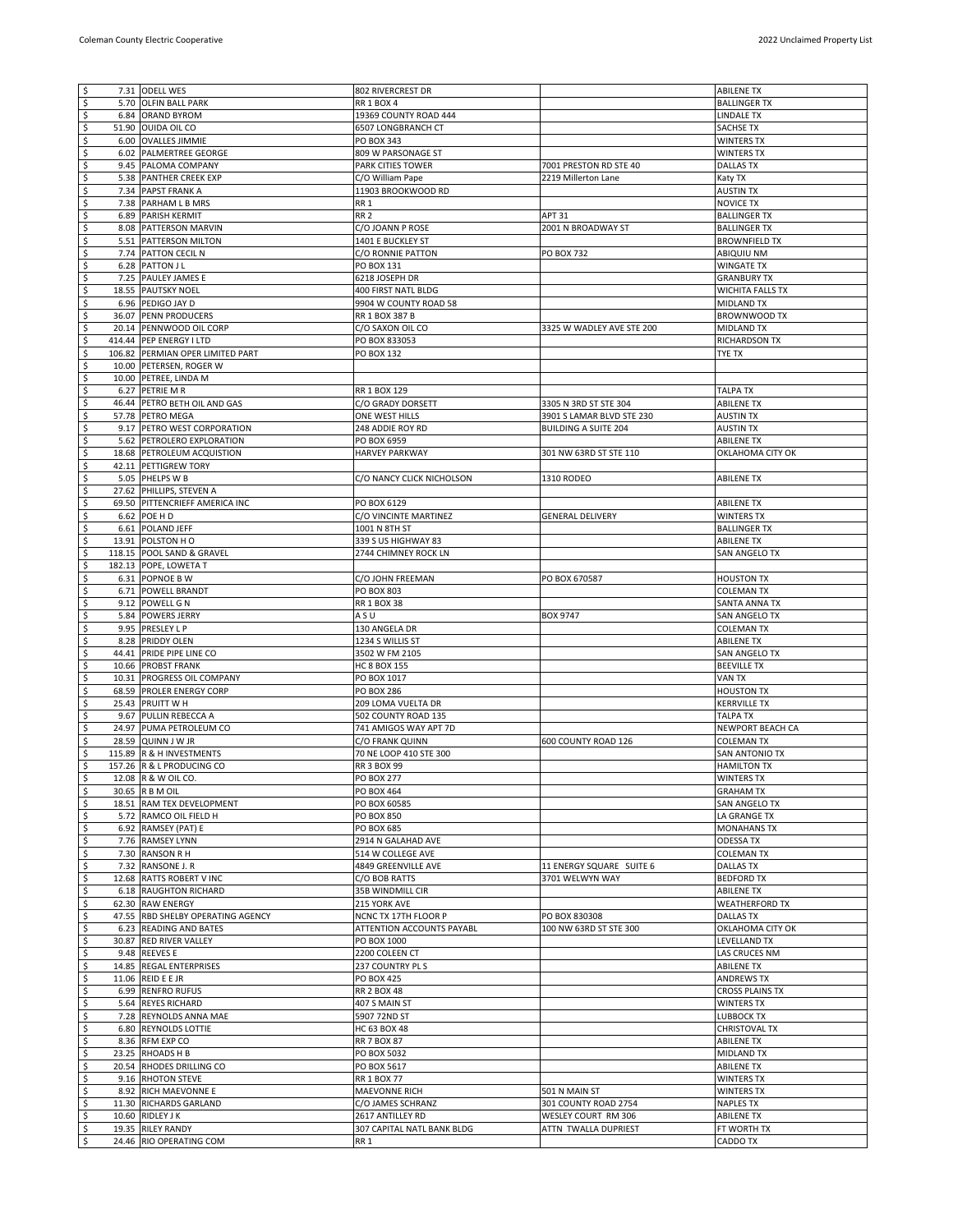| | | | | | |
|---|---|---|---|---|---|
| $ | 7.31 | ODELL WES | 802 RIVERCREST DR | | ABILENE TX |
| $ | 5.70 | OLFIN BALL PARK | RR 1 BOX 4 | | BALLINGER TX |
| $ | 6.84 | ORAND BYROM | 19369 COUNTY ROAD 444 | | LINDALE TX |
| $ | 51.90 | OUIDA OIL CO | 6507 LONGBRANCH CT | | SACHSE TX |
| $ | 6.00 | OVALLES JIMMIE | PO BOX 343 | | WINTERS TX |
| $ | 6.02 | PALMERTREE GEORGE | 809 W PARSONAGE ST | | WINTERS TX |
| $ | 9.45 | PALOMA COMPANY | PARK CITIES TOWER | 7001 PRESTON RD STE 40 | DALLAS TX |
| $ | 5.38 | PANTHER CREEK EXP | C/O William Pape | 2219 Millerton Lane | Katy TX |
| $ | 7.34 | PAPST FRANK A | 11903 BROOKWOOD RD | | AUSTIN TX |
| $ | 7.38 | PARHAM L B MRS | RR 1 | | NOVICE TX |
| $ | 6.89 | PARISH KERMIT | RR 2 | APT 31 | BALLINGER TX |
| $ | 8.08 | PATTERSON MARVIN | C/O JOANN P ROSE | 2001 N BROADWAY ST | BALLINGER TX |
| $ | 5.51 | PATTERSON MILTON | 1401 E BUCKLEY ST | | BROWNFIELD TX |
| $ | 7.74 | PATTON CECIL N | C/O RONNIE PATTON | PO BOX 732 | ABIQUIU NM |
| $ | 6.28 | PATTON J L | PO BOX 131 | | WINGATE TX |
| $ | 7.25 | PAULEY JAMES E | 6218 JOSEPH DR | | GRANBURY TX |
| $ | 18.55 | PAUTSKY NOEL | 400 FIRST NATL BLDG | | WICHITA FALLS TX |
| $ | 6.96 | PEDIGO JAY D | 9904 W COUNTY ROAD 58 | | MIDLAND TX |
| $ | 36.07 | PENN PRODUCERS | RR 1 BOX 387 B | | BROWNWOOD TX |
| $ | 20.14 | PENNWOOD OIL CORP | C/O SAXON OIL CO | 3325 W WADLEY AVE STE 200 | MIDLAND TX |
| $ | 414.44 | PEP ENERGY I LTD | PO BOX 833053 | | RICHARDSON TX |
| $ | 106.82 | PERMIAN OPER LIMITED PART | PO BOX 132 | | TYE TX |
| $ | 10.00 | PETERSEN, ROGER W | | | |
| $ | 10.00 | PETREE, LINDA M | | | |
| $ | 6.27 | PETRIE M R | RR 1 BOX 129 | | TALPA TX |
| $ | 46.44 | PETRO BETH OIL AND GAS | C/O GRADY DORSETT | 3305 N 3RD ST STE 304 | ABILENE TX |
| $ | 57.78 | PETRO MEGA | ONE WEST HILLS | 3901 S LAMAR BLVD STE 230 | AUSTIN TX |
| $ | 9.17 | PETRO WEST CORPORATION | 248 ADDIE ROY RD | BUILDING A SUITE 204 | AUSTIN TX |
| $ | 5.62 | PETROLERO EXPLORATION | PO BOX 6959 | | ABILENE TX |
| $ | 18.68 | PETROLEUM ACQUISTION | HARVEY PARKWAY | 301 NW 63RD ST STE 110 | OKLAHOMA CITY OK |
| $ | 42.11 | PETTIGREW TORY | | | |
| $ | 5.05 | PHELPS W B | C/O NANCY CLICK NICHOLSON | 1310 RODEO | ABILENE TX |
| $ | 27.62 | PHILLIPS, STEVEN A | | | |
| $ | 69.50 | PITTENCRIEFF AMERICA INC | PO BOX 6129 | | ABILENE TX |
| $ | 6.62 | POE H D | C/O VINCINTE MARTINEZ | GENERAL DELIVERY | WINTERS TX |
| $ | 6.61 | POLAND JEFF | 1001 N 8TH ST | | BALLINGER TX |
| $ | 13.91 | POLSTON H O | 339 S US HIGHWAY 83 | | ABILENE TX |
| $ | 118.15 | POOL SAND & GRAVEL | 2744 CHIMNEY ROCK LN | | SAN ANGELO TX |
| $ | 182.13 | POPE, LOWETA T | | | |
| $ | 6.31 | POPNOE B W | C/O JOHN FREEMAN | PO BOX 670587 | HOUSTON TX |
| $ | 6.71 | POWELL BRANDT | PO BOX 803 | | COLEMAN TX |
| $ | 9.12 | POWELL G N | RR 1 BOX 38 | | SANTA ANNA TX |
| $ | 5.84 | POWERS JERRY | A S U | BOX 9747 | SAN ANGELO TX |
| $ | 9.95 | PRESLEY L P | 130 ANGELA DR | | COLEMAN TX |
| $ | 8.28 | PRIDDY OLEN | 1234 S WILLIS ST | | ABILENE TX |
| $ | 44.41 | PRIDE PIPE LINE CO | 3502 W FM 2105 | | SAN ANGELO TX |
| $ | 10.66 | PROBST FRANK | HC 8 BOX 155 | | BEEVILLE TX |
| $ | 10.31 | PROGRESS OIL COMPANY | PO BOX 1017 | | VAN TX |
| $ | 68.59 | PROLER ENERGY CORP | PO BOX 286 | | HOUSTON TX |
| $ | 25.43 | PRUITT W H | 209 LOMA VUELTA DR | | KERRVILLE TX |
| $ | 9.67 | PULLIN REBECCA A | 502 COUNTY ROAD 135 | | TALPA TX |
| $ | 24.97 | PUMA PETROLEUM CO | 741 AMIGOS WAY APT 7D | | NEWPORT BEACH CA |
| $ | 28.59 | QUINN J W JR | C/O FRANK QUINN | 600 COUNTY ROAD 126 | COLEMAN TX |
| $ | 115.89 | R & H INVESTMENTS | 70 NE LOOP 410 STE 300 | | SAN ANTONIO TX |
| $ | 157.26 | R & L PRODUCING CO | RR 3 BOX 99 | | HAMILTON TX |
| $ | 12.08 | R & W OIL CO. | PO BOX 277 | | WINTERS TX |
| $ | 30.65 | R B M OIL | PO BOX 464 | | GRAHAM TX |
| $ | 18.51 | RAM TEX DEVELOPMENT | PO BOX 60585 | | SAN ANGELO TX |
| $ | 5.72 | RAMCO OIL FIELD H | PO BOX 850 | | LA GRANGE TX |
| $ | 6.92 | RAMSEY (PAT) E | PO BOX 685 | | MONAHANS TX |
| $ | 7.76 | RAMSEY LYNN | 2914 N GALAHAD AVE | | ODESSA TX |
| $ | 7.30 | RANSON R H | 514 W COLLEGE AVE | | COLEMAN TX |
| $ | 7.32 | RANSONE J. R | 4849 GREENVILLE AVE | 11 ENERGY SQUARE SUITE 6 | DALLAS TX |
| $ | 12.68 | RATTS ROBERT V INC | C/O BOB RATTS | 3701 WELWYN WAY | BEDFORD TX |
| $ | 6.18 | RAUGHTON RICHARD | 358 WINDMILL CIR | | ABILENE TX |
| $ | 62.30 | RAW ENERGY | 215 YORK AVE | | WEATHERFORD TX |
| $ | 47.55 | RBD SHELBY OPERATING AGENCY | NCNC TX 17TH FLOOR P | PO BOX 830308 | DALLAS TX |
| $ | 6.23 | READING AND BATES | ATTENTION ACCOUNTS PAYABL | 100 NW 63RD ST STE 300 | OKLAHOMA CITY OK |
| $ | 30.87 | RED RIVER VALLEY | PO BOX 1000 | | LEVELLAND TX |
| $ | 9.48 | REEVES E | 2200 COLEEN CT | | LAS CRUCES NM |
| $ | 14.85 | REGAL ENTERPRISES | 237 COUNTRY PL S | | ABILENE TX |
| $ | 11.06 | REID E E JR | PO BOX 425 | | ANDREWS TX |
| $ | 6.99 | RENFRO RUFUS | RR 2 BOX 48 | | CROSS PLAINS TX |
| $ | 5.64 | REYES RICHARD | 407 S MAIN ST | | WINTERS TX |
| $ | 7.28 | REYNOLDS ANNA MAE | 5907 72ND ST | | LUBBOCK TX |
| $ | 6.80 | REYNOLDS LOTTIE | HC 63 BOX 48 | | CHRISTOVAL TX |
| $ | 8.36 | RFM EXP CO | RR 7 BOX 87 | | ABILENE TX |
| $ | 23.25 | RHOADS H B | PO BOX 5032 | | MIDLAND TX |
| $ | 20.54 | RHODES DRILLING CO | PO BOX 5617 | | ABILENE TX |
| $ | 9.16 | RHOTON STEVE | RR 1 BOX 77 | | WINTERS TX |
| $ | 8.92 | RICH MAEVONNE E | MAEVONNE RICH | 501 N MAIN ST | WINTERS TX |
| $ | 11.30 | RICHARDS GARLAND | C/O JAMES SCHRANZ | 301 COUNTY ROAD 2754 | NAPLES TX |
| $ | 10.60 | RIDLEY J K | 2617 ANTILLEY RD | WESLEY COURT RM 306 | ABILENE TX |
| $ | 19.35 | RILEY RANDY | 307 CAPITAL NATL BANK BLDG | ATTN TWALLA DUPRIEST | FT WORTH TX |
| $ | 24.46 | RIO OPERATING COM | RR 1 | | CADDO TX |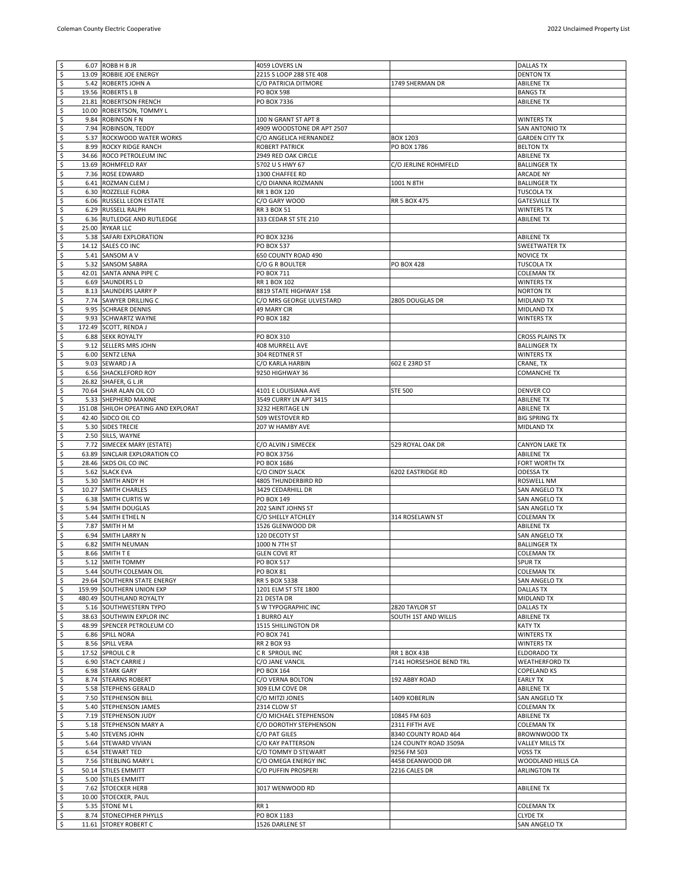| | | | | | |
|---|---|---|---|---|---|
| $ | 6.07 | ROBB H B JR | 4059 LOVERS LN | | DALLAS TX |
| $ | 13.09 | ROBBIE JOE ENERGY | 2215 S LOOP 288 STE 408 | | DENTON TX |
| $ | 5.42 | ROBERTS JOHN A | C/O PATRICIA DITMORE | 1749 SHERMAN DR | ABILENE TX |
| $ | 19.56 | ROBERTS L B | PO BOX 598 | | BANGS TX |
| $ | 21.81 | ROBERTSON FRENCH | PO BOX 7336 | | ABILENE TX |
| $ | 10.00 | ROBERTSON, TOMMY L | | | |
| $ | 9.84 | ROBINSON F N | 100 N GRANT ST APT 8 | | WINTERS TX |
| $ | 7.94 | ROBINSON, TEDDY | 4909 WOODSTONE DR APT 2507 | | SAN ANTONIO TX |
| $ | 5.37 | ROCKWOOD WATER WORKS | C/O ANGELICA HERNANDEZ | BOX 1203 | GARDEN CITY TX |
| $ | 8.99 | ROCKY RIDGE RANCH | ROBERT PATRICK | PO BOX 1786 | BELTON TX |
| $ | 34.66 | ROCO PETROLEUM INC | 2949 RED OAK CIRCLE | | ABILENE TX |
| $ | 13.69 | ROHMFELD RAY | 5702 U S HWY 67 | C/O JERLINE ROHMFELD | BALLINGER TX |
| $ | 7.36 | ROSE EDWARD | 1300 CHAFFEE RD | | ARCADE NY |
| $ | 6.41 | ROZMAN CLEM J | C/O DIANNA ROZMANN | 1001 N 8TH | BALLINGER TX |
| $ | 6.30 | ROZZELLE FLORA | RR 1 BOX 120 | | TUSCOLA TX |
| $ | 6.06 | RUSSELL LEON ESTATE | C/O GARY WOOD | RR 5 BOX 475 | GATESVILLE TX |
| $ | 6.29 | RUSSELL RALPH | RR 3 BOX 51 | | WINTERS TX |
| $ | 6.36 | RUTLEDGE AND RUTLEDGE | 333 CEDAR ST STE 210 | | ABILENE TX |
| $ | 25.00 | RYKAR LLC | | | |
| $ | 5.38 | SAFARI EXPLORATION | PO BOX 3236 | | ABILENE TX |
| $ | 14.12 | SALES CO INC | PO BOX 537 | | SWEETWATER TX |
| $ | 5.41 | SANSOM A V | 650 COUNTY ROAD 490 | | NOVICE TX |
| $ | 5.32 | SANSOM SABRA | C/O G R BOULTER | PO BOX 428 | TUSCOLA TX |
| $ | 42.01 | SANTA ANNA PIPE C | PO BOX 711 | | COLEMAN TX |
| $ | 6.69 | SAUNDERS L D | RR 1 BOX 102 | | WINTERS TX |
| $ | 8.13 | SAUNDERS LARRY P | 8819 STATE HIGHWAY 158 | | NORTON TX |
| $ | 7.74 | SAWYER DRILLING C | C/O MRS GEORGE ULVESTAD | 2805 DOUGLAS DR | MIDLAND TX |
| $ | 9.95 | SCHRAER DENNIS | 49 MARY CIR | | MIDLAND TX |
| $ | 9.93 | SCHWARTZ WAYNE | PO BOX 182 | | WINTERS TX |
| $ | 172.49 | SCOTT, RENDA J | | | |
| $ | 6.88 | SEKK ROYALTY | PO BOX 310 | | CROSS PLAINS TX |
| $ | 9.12 | SELLERS MRS JOHN | 408 MURRELL AVE | | BALLINGER TX |
| $ | 6.00 | SENTZ LENA | 304 REDTNER ST | | WINTERS TX |
| $ | 9.03 | SEWARD J A | C/O KARLA HARBIN | 602 E 23RD ST | CRANE, TX |
| $ | 6.56 | SHACKLEFORD ROY | 9250 HIGHWAY 36 | | COMANCHE TX |
| $ | 26.82 | SHAFER, G L JR | | | |
| $ | 70.64 | SHAR ALAN OIL CO | 4101 E LOUISIANA AVE | STE 500 | DENVER CO |
| $ | 5.33 | SHEPHERD MAXINE | 3549 CURRY LN APT 3415 | | ABILENE TX |
| $ | 151.08 | SHILOH OPEATING AND EXPLORAT | 3232 HERITAGE LN | | ABILENE TX |
| $ | 42.40 | SIDCO OIL CO | 509 WESTOVER RD | | BIG SPRING TX |
| $ | 5.30 | SIDES TRECIE | 207 W HAMBY AVE | | MIDLAND TX |
| $ | 2.50 | SILLS, WAYNE | | | |
| $ | 7.72 | SIMECEK MARY (ESTATE) | C/O ALVIN J SIMECEK | 529 ROYAL OAK DR | CANYON LAKE TX |
| $ | 63.89 | SINCLAIR EXPLORATION CO | PO BOX 3756 | | ABILENE TX |
| $ | 28.46 | SKDS OIL CO INC | PO BOX 1686 | | FORT WORTH TX |
| $ | 5.62 | SLACK EVA | C/O CINDY SLACK | 6202 EASTRIDGE RD | ODESSA TX |
| $ | 5.30 | SMITH ANDY H | 4805 THUNDERBIRD RD | | ROSWELL NM |
| $ | 10.27 | SMITH CHARLES | 3429 CEDARHILL DR | | SAN ANGELO TX |
| $ | 6.38 | SMITH CURTIS W | PO BOX 149 | | SAN ANGELO TX |
| $ | 5.94 | SMITH DOUGLAS | 202 SAINT JOHNS ST | | SAN ANGELO TX |
| $ | 5.44 | SMITH ETHEL N | C/O SHELLY ATCHLEY | 314 ROSELAWN ST | COLEMAN TX |
| $ | 7.87 | SMITH H M | 1526 GLENWOOD DR | | ABILENE TX |
| $ | 6.94 | SMITH LARRY N | 120 DECOTY ST | | SAN ANGELO TX |
| $ | 6.82 | SMITH NEUMAN | 1000 N 7TH ST | | BALLINGER TX |
| $ | 8.66 | SMITH T E | GLEN COVE RT | | COLEMAN TX |
| $ | 5.12 | SMITH TOMMY | PO BOX 517 | | SPUR TX |
| $ | 5.44 | SOUTH COLEMAN OIL | PO BOX 81 | | COLEMAN TX |
| $ | 29.64 | SOUTHERN STATE ENERGY | RR 5 BOX 5338 | | SAN ANGELO TX |
| $ | 159.99 | SOUTHERN UNION EXP | 1201 ELM ST STE 1800 | | DALLAS TX |
| $ | 480.49 | SOUTHLAND ROYALTY | 21 DESTA DR | | MIDLAND TX |
| $ | 5.16 | SOUTHWESTERN TYPO | S W TYPOGRAPHIC INC | 2820 TAYLOR ST | DALLAS TX |
| $ | 38.63 | SOUTHWIN EXPLOR INC | 1 BURRO ALY | SOUTH 1ST AND WILLIS | ABILENE TX |
| $ | 48.99 | SPENCER PETROLEUM CO | 1515 SHILLINGTON DR | | KATY TX |
| $ | 6.86 | SPILL NORA | PO BOX 741 | | WINTERS TX |
| $ | 8.56 | SPILL VERA | RR 2 BOX 93 | | WINTERS TX |
| $ | 17.52 | SPROUL C R | C R SPROUL INC | RR 1 BOX 43B | ELDORADO TX |
| $ | 6.90 | STACY CARRIE J | C/O JANE VANCIL | 7141 HORSESHOE BEND TRL | WEATHERFORD TX |
| $ | 6.98 | STARK GARY | PO BOX 164 | | COPELAND KS |
| $ | 8.74 | STEARNS ROBERT | C/O VERNA BOLTON | 192 ABBY ROAD | EARLY TX |
| $ | 5.58 | STEPHENS GERALD | 309 ELM COVE DR | | ABILENE TX |
| $ | 7.50 | STEPHENSON BILL | C/O MITZI JONES | 1409 KOBERLIN | SAN ANGELO TX |
| $ | 5.40 | STEPHENSON JAMES | 2314 CLOW ST | | COLEMAN TX |
| $ | 7.19 | STEPHENSON JUDY | C/O MICHAEL STEPHENSON | 10845 FM 603 | ABILENE TX |
| $ | 5.18 | STEPHENSON MARY A | C/O DOROTHY STEPHENSON | 2311 FIFTH AVE | COLEMAN TX |
| $ | 5.40 | STEVENS JOHN | C/O PAT GILES | 8340 COUNTY ROAD 464 | BROWNWOOD TX |
| $ | 5.64 | STEWARD VIVIAN | C/O KAY PATTERSON | 124 COUNTY ROAD 3509A | VALLEY MILLS TX |
| $ | 6.54 | STEWART TED | C/O TOMMY D STEWART | 9256 FM 503 | VOSS TX |
| $ | 7.56 | STIEBLING MARY L | C/O OMEGA ENERGY INC | 4458 DEANWOOD DR | WOODLAND HILLS CA |
| $ | 50.14 | STILES EMMITT | C/O PUFFIN PROSPERI | 2216 CALES DR | ARLINGTON TX |
| $ | 5.00 | STILES EMMITT | | | |
| $ | 7.62 | STOECKER HERB | 3017 WENWOOD RD | | ABILENE TX |
| $ | 10.00 | STOECKER, PAUL | | | |
| $ | 5.35 | STONE M L | RR 1 | | COLEMAN TX |
| $ | 8.74 | STONECIPHER PHYLLS | PO BOX 1183 | | CLYDE TX |
| $ | 11.61 | STOREY ROBERT C | 1526 DARLENE ST | | SAN ANGELO TX |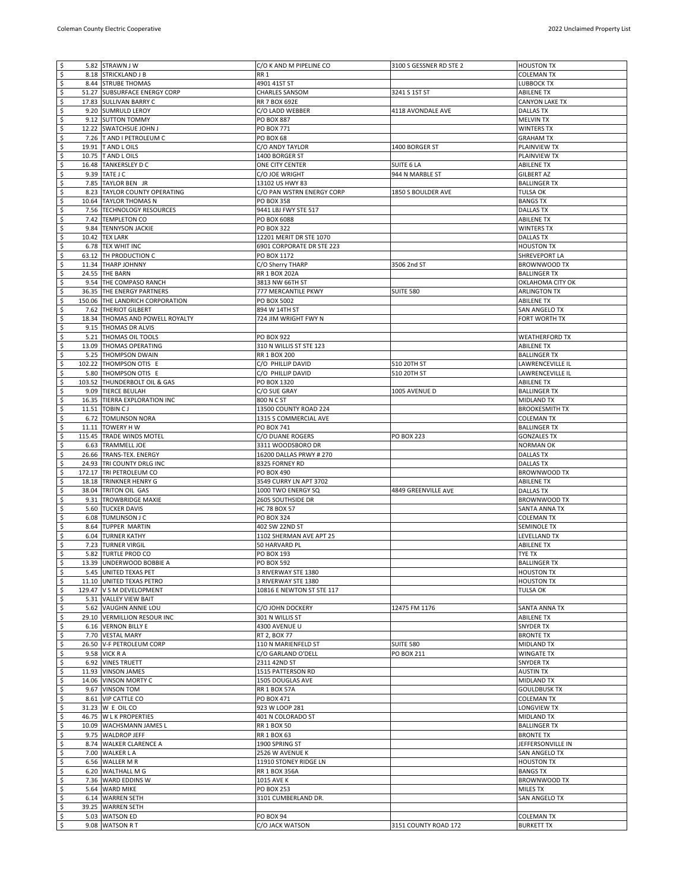| $ | Amount | Name | Address 1 | Address 2 | City/State |
|---|---|---|---|---|---|
| $ | 5.82 | STRAWN J W | C/O K AND M PIPELINE CO | 3100 S GESSNER RD STE 2 | HOUSTON TX |
| $ | 8.18 | STRICKLAND J B | RR 1 | | COLEMAN TX |
| $ | 8.44 | STRUBE THOMAS | 4901 41ST ST | | LUBBOCK TX |
| $ | 51.27 | SUBSURFACE ENERGY CORP | CHARLES SANSOM | 3241 S 1ST ST | ABILENE TX |
| $ | 17.83 | SULLIVAN BARRY C | RR 7 BOX 692E | | CANYON LAKE TX |
| $ | 9.20 | SUMRULD LEROY | C/O LADD WEBBER | 4118 AVONDALE AVE | DALLAS TX |
| $ | 9.12 | SUTTON TOMMY | PO BOX 887 | | MELVIN TX |
| $ | 12.22 | SWATCHSUE JOHN J | PO BOX 771 | | WINTERS TX |
| $ | 7.26 | T AND I PETROLEUM C | PO BOX 68 | | GRAHAM TX |
| $ | 19.91 | T AND L OILS | C/O ANDY TAYLOR | 1400 BORGER ST | PLAINVIEW TX |
| $ | 10.75 | T AND L OILS | 1400 BORGER ST | | PLAINVIEW TX |
| $ | 16.48 | TANKERSLEY D C | ONE CITY CENTER | SUITE 6 LA | ABILENE TX |
| $ | 9.39 | TATE J C | C/O JOE WRIGHT | 944 N MARBLE ST | GILBERT AZ |
| $ | 7.85 | TAYLOR BEN JR | 13102 US HWY 83 | | BALLINGER TX |
| $ | 8.23 | TAYLOR COUNTY OPERATING | C/O PAN WSTRN ENERGY CORP | 1850 S BOULDER AVE | TULSA OK |
| $ | 10.64 | TAYLOR THOMAS N | PO BOX 358 | | BANGS TX |
| $ | 7.56 | TECHNOLOGY RESOURCES | 9441 LBJ FWY STE 517 | | DALLAS TX |
| $ | 7.42 | TEMPLETON CO | PO BOX 6088 | | ABILENE TX |
| $ | 9.84 | TENNYSON JACKIE | PO BOX 322 | | WINTERS TX |
| $ | 10.42 | TEX LARK | 12201 MERIT DR STE 1070 | | DALLAS TX |
| $ | 6.78 | TEX WHIT INC | 6901 CORPORATE DR STE 223 | | HOUSTON TX |
| $ | 63.12 | TH PRODUCTION C | PO BOX 1172 | | SHREVEPORT LA |
| $ | 11.34 | THARP JOHNNY | C/O Sherry THARP | 3506 2nd ST | BROWNWOOD TX |
| $ | 24.55 | THE BARN | RR 1 BOX 202A | | BALLINGER TX |
| $ | 9.54 | THE COMPASO RANCH | 3813 NW 66TH ST | | OKLAHOMA CITY OK |
| $ | 36.35 | THE ENERGY PARTNERS | 777 MERCANTILE PKWY | SUITE 580 | ARLINGTON TX |
| $ | 150.06 | THE LANDRICH CORPORATION | PO BOX 5002 | | ABILENE TX |
| $ | 7.62 | THERIOT GILBERT | 894 W 14TH ST | | SAN ANGELO TX |
| $ | 18.34 | THOMAS AND POWELL ROYALTY | 724 JIM WRIGHT FWY N | | FORT WORTH TX |
| $ | 9.15 | THOMAS DR ALVIS | | | |
| $ | 5.21 | THOMAS OIL TOOLS | PO BOX 922 | | WEATHERFORD TX |
| $ | 13.09 | THOMAS OPERATING | 310 N WILLIS ST STE 123 | | ABILENE TX |
| $ | 5.25 | THOMPSON DWAIN | RR 1 BOX 200 | | BALLINGER TX |
| $ | 102.22 | THOMPSON OTIS E | C/O PHILLIP DAVID | 510 20TH ST | LAWRENCEVILLE IL |
| $ | 5.80 | THOMPSON OTIS E | C/O PHILLIP DAVID | 510 20TH ST | LAWRENCEVILLE IL |
| $ | 103.52 | THUNDERBOLT OIL & GAS | PO BOX 1320 | | ABILENE TX |
| $ | 9.09 | TIERCE BEULAH | C/O SUE GRAY | 1005 AVENUE D | BALLINGER TX |
| $ | 16.35 | TIERRA EXPLORATION INC | 800 N C ST | | MIDLAND TX |
| $ | 11.51 | TOBIN C J | 13500 COUNTY ROAD 224 | | BROOKESMITH TX |
| $ | 6.72 | TOMLINSON NORA | 1315 S COMMERCIAL AVE | | COLEMAN TX |
| $ | 11.11 | TOWERY H W | PO BOX 741 | | BALLINGER TX |
| $ | 115.45 | TRADE WINDS MOTEL | C/O DUANE ROGERS | PO BOX 223 | GONZALES TX |
| $ | 6.63 | TRAMMELL JOE | 3311 WOODSBORO DR | | NORMAN OK |
| $ | 26.66 | TRANS-TEX. ENERGY | 16200 DALLAS PRWY # 270 | | DALLAS TX |
| $ | 24.93 | TRI COUNTY DRLG INC | 8325 FORNEY RD | | DALLAS TX |
| $ | 172.17 | TRI PETROLEUM CO | PO BOX 490 | | BROWNWOOD TX |
| $ | 18.18 | TRINKNER HENRY G | 3549 CURRY LN APT 3702 | | ABILENE TX |
| $ | 38.04 | TRITON OIL GAS | 1000 TWO ENERGY SQ | 4849 GREENVILLE AVE | DALLAS TX |
| $ | 9.31 | TROWBRIDGE MAXIE | 2605 SOUTHSIDE DR | | BROWNWOOD TX |
| $ | 5.60 | TUCKER DAVIS | HC 78 BOX 57 | | SANTA ANNA TX |
| $ | 6.08 | TUMLINSON J C | PO BOX 324 | | COLEMAN TX |
| $ | 8.64 | TUPPER MARTIN | 402 SW 22ND ST | | SEMINOLE TX |
| $ | 6.04 | TURNER KATHY | 1102 SHERMAN AVE APT 25 | | LEVELLAND TX |
| $ | 7.23 | TURNER VIRGIL | 50 HARVARD PL | | ABILENE TX |
| $ | 5.82 | TURTLE PROD CO | PO BOX 193 | | TYE TX |
| $ | 13.39 | UNDERWOOD BOBBIE A | PO BOX 592 | | BALLINGER TX |
| $ | 5.45 | UNITED TEXAS PET | 3 RIVERWAY STE 1380 | | HOUSTON TX |
| $ | 11.10 | UNITED TEXAS PETRO | 3 RIVERWAY STE 1380 | | HOUSTON TX |
| $ | 129.47 | V S M DEVELOPMENT | 10816 E NEWTON ST STE 117 | | TULSA OK |
| $ | 5.31 | VALLEY VIEW BAIT | | | |
| $ | 5.62 | VAUGHN ANNIE LOU | C/O JOHN DOCKERY | 12475 FM 1176 | SANTA ANNA TX |
| $ | 29.10 | VERMILLION RESOUR INC | 301 N WILLIS ST | | ABILENE TX |
| $ | 6.16 | VERNON BILLY E | 4300 AVENUE U | | SNYDER TX |
| $ | 7.70 | VESTAL MARY | RT 2, BOX 77 | | BRONTE TX |
| $ | 26.50 | V-F PETROLEUM CORP | 110 N MARIENFELD ST | SUITE 580 | MIDLAND TX |
| $ | 9.58 | VICK R A | C/O GARLAND O'DELL | PO BOX 211 | WINGATE TX |
| $ | 6.92 | VINES TRUETT | 2311 42ND ST | | SNYDER TX |
| $ | 11.93 | VINSON JAMES | 1515 PATTERSON RD | | AUSTIN TX |
| $ | 14.06 | VINSON MORTY C | 1505 DOUGLAS AVE | | MIDLAND TX |
| $ | 9.67 | VINSON TOM | RR 1 BOX 57A | | GOULDBUSK TX |
| $ | 8.61 | VIP CATTLE CO | PO BOX 471 | | COLEMAN TX |
| $ | 31.23 | W E OIL CO | 923 W LOOP 281 | | LONGVIEW TX |
| $ | 46.75 | W L K PROPERTIES | 401 N COLORADO ST | | MIDLAND TX |
| $ | 10.09 | WACHSMANN JAMES L | RR 1 BOX 50 | | BALLINGER TX |
| $ | 9.75 | WALDROP JEFF | RR 1 BOX 63 | | BRONTE TX |
| $ | 8.74 | WALKER CLARENCE A | 1900 SPRING ST | | JEFFERSONVILLE IN |
| $ | 7.00 | WALKER L A | 2526 W AVENUE K | | SAN ANGELO TX |
| $ | 6.56 | WALLER M R | 11910 STONEY RIDGE LN | | HOUSTON TX |
| $ | 6.20 | WALTHALL M G | RR 1 BOX 356A | | BANGS TX |
| $ | 7.36 | WARD EDDINS W | 1015 AVE K | | BROWNWOOD TX |
| $ | 5.64 | WARD MIKE | PO BOX 253 | | MILES TX |
| $ | 6.14 | WARREN SETH | 3101 CUMBERLAND DR. | | SAN ANGELO TX |
| $ | 39.25 | WARREN SETH | | | |
| $ | 5.03 | WATSON ED | PO BOX 94 | | COLEMAN TX |
| $ | 9.08 | WATSON R T | C/O JACK WATSON | 3151 COUNTY ROAD 172 | BURKETT TX |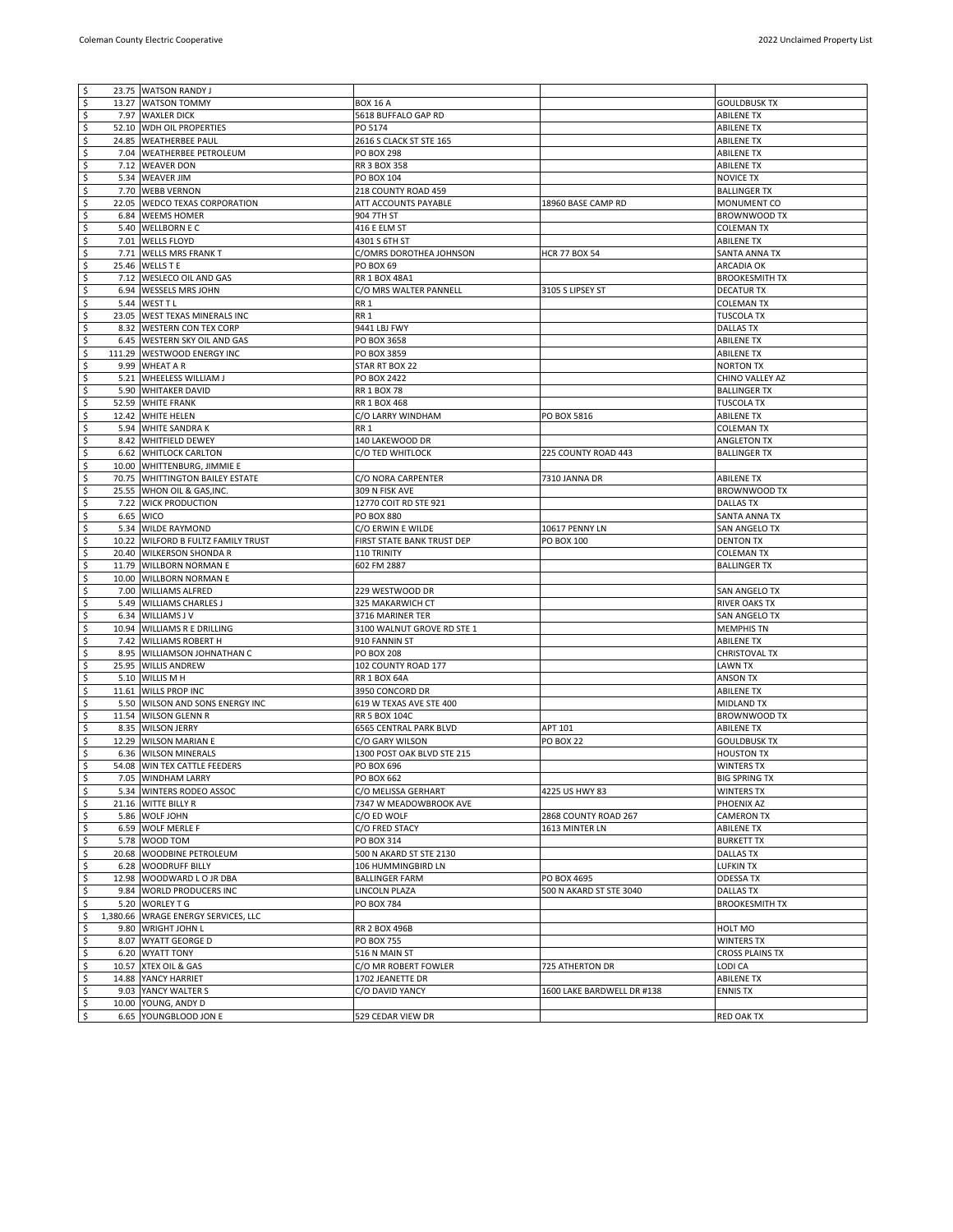| | | | | | |
|---|---|---|---|---|---|
| $ | 23.75 | WATSON RANDY J | | | |
| $ | 13.27 | WATSON TOMMY | BOX 16 A | | GOULDBUSK TX |
| $ | 7.97 | WAXLER DICK | 5618 BUFFALO GAP RD | | ABILENE TX |
| $ | 52.10 | WDH OIL PROPERTIES | PO 5174 | | ABILENE TX |
| $ | 24.85 | WEATHERBEE PAUL | 2616 S CLACK ST STE 165 | | ABILENE TX |
| $ | 7.04 | WEATHERBEE PETROLEUM | PO BOX 298 | | ABILENE TX |
| $ | 7.12 | WEAVER DON | RR 3 BOX 358 | | ABILENE TX |
| $ | 5.34 | WEAVER JIM | PO BOX 104 | | NOVICE TX |
| $ | 7.70 | WEBB VERNON | 218 COUNTY ROAD 459 | | BALLINGER TX |
| $ | 22.05 | WEDCO TEXAS CORPORATION | ATT ACCOUNTS PAYABLE | 18960 BASE CAMP RD | MONUMENT CO |
| $ | 6.84 | WEEMS HOMER | 904 7TH ST | | BROWNWOOD TX |
| $ | 5.40 | WELLBORN E C | 416 E ELM ST | | COLEMAN TX |
| $ | 7.01 | WELLS FLOYD | 4301 S 6TH ST | | ABILENE TX |
| $ | 7.71 | WELLS MRS FRANK T | C/OMRS DOROTHEA JOHNSON | HCR 77 BOX 54 | SANTA ANNA TX |
| $ | 25.46 | WELLS T E | PO BOX 69 | | ARCADIA OK |
| $ | 7.12 | WESLECO OIL AND GAS | RR 1 BOX 48A1 | | BROOKESMITH TX |
| $ | 6.94 | WESSELS MRS JOHN | C/O MRS WALTER PANNELL | 3105 S LIPSEY ST | DECATUR TX |
| $ | 5.44 | WEST T L | RR 1 | | COLEMAN TX |
| $ | 23.05 | WEST TEXAS MINERALS INC | RR 1 | | TUSCOLA TX |
| $ | 8.32 | WESTERN CON TEX CORP | 9441 LBJ FWY | | DALLAS TX |
| $ | 6.45 | WESTERN SKY OIL AND GAS | PO BOX 3658 | | ABILENE TX |
| $ | 111.29 | WESTWOOD ENERGY INC | PO BOX 3859 | | ABILENE TX |
| $ | 9.99 | WHEAT A R | STAR RT BOX 22 | | NORTON TX |
| $ | 5.21 | WHEELESS WILLIAM J | PO BOX 2422 | | CHINO VALLEY AZ |
| $ | 5.90 | WHITAKER DAVID | RR 1 BOX 78 | | BALLINGER TX |
| $ | 52.59 | WHITE FRANK | RR 1 BOX 468 | | TUSCOLA TX |
| $ | 12.42 | WHITE HELEN | C/O LARRY WINDHAM | PO BOX 5816 | ABILENE TX |
| $ | 5.94 | WHITE SANDRA K | RR 1 | | COLEMAN TX |
| $ | 8.42 | WHITFIELD DEWEY | 140 LAKEWOOD DR | | ANGLETON TX |
| $ | 6.62 | WHITLOCK CARLTON | C/O TED WHITLOCK | 225 COUNTY ROAD 443 | BALLINGER TX |
| $ | 10.00 | WHITTENBURG, JIMMIE E | | | |
| $ | 70.75 | WHITTINGTON BAILEY ESTATE | C/O NORA CARPENTER | 7310 JANNA DR | ABILENE TX |
| $ | 25.55 | WHON OIL & GAS,INC. | 309 N FISK AVE | | BROWNWOOD TX |
| $ | 7.22 | WICK PRODUCTION | 12770 COIT RD STE 921 | | DALLAS TX |
| $ | 6.65 | WICO | PO BOX 880 | | SANTA ANNA TX |
| $ | 5.34 | WILDE RAYMOND | C/O ERWIN E WILDE | 10617 PENNY LN | SAN ANGELO TX |
| $ | 10.22 | WILFORD B FULTZ FAMILY TRUST | FIRST STATE BANK TRUST DEP | PO BOX 100 | DENTON TX |
| $ | 20.40 | WILKERSON SHONDA R | 110 TRINITY | | COLEMAN TX |
| $ | 11.79 | WILLBORN NORMAN E | 602 FM 2887 | | BALLINGER TX |
| $ | 10.00 | WILLBORN NORMAN E | | | |
| $ | 7.00 | WILLIAMS ALFRED | 229 WESTWOOD DR | | SAN ANGELO TX |
| $ | 5.49 | WILLIAMS CHARLES J | 325 MAKARWICH CT | | RIVER OAKS TX |
| $ | 6.34 | WILLIAMS J V | 3716 MARINER TER | | SAN ANGELO TX |
| $ | 10.94 | WILLIAMS R E DRILLING | 3100 WALNUT GROVE RD STE 1 | | MEMPHIS TN |
| $ | 7.42 | WILLIAMS ROBERT H | 910 FANNIN ST | | ABILENE TX |
| $ | 8.95 | WILLIAMSON JOHNATHAN C | PO BOX 208 | | CHRISTOVAL TX |
| $ | 25.95 | WILLIS ANDREW | 102 COUNTY ROAD 177 | | LAWN TX |
| $ | 5.10 | WILLIS M H | RR 1 BOX 64A | | ANSON TX |
| $ | 11.61 | WILLS PROP INC | 3950 CONCORD DR | | ABILENE TX |
| $ | 5.50 | WILSON AND SONS ENERGY INC | 619 W TEXAS AVE STE 400 | | MIDLAND TX |
| $ | 11.54 | WILSON GLENN R | RR 5 BOX 104C | | BROWNWOOD TX |
| $ | 8.35 | WILSON JERRY | 6565 CENTRAL PARK BLVD | APT 101 | ABILENE TX |
| $ | 12.29 | WILSON MARIAN E | C/O GARY WILSON | PO BOX 22 | GOULDBUSK TX |
| $ | 6.36 | WILSON MINERALS | 1300 POST OAK BLVD STE 215 | | HOUSTON TX |
| $ | 54.08 | WIN TEX CATTLE FEEDERS | PO BOX 696 | | WINTERS TX |
| $ | 7.05 | WINDHAM LARRY | PO BOX 662 | | BIG SPRING TX |
| $ | 5.34 | WINTERS RODEO ASSOC | C/O MELISSA GERHART | 4225 US HWY 83 | WINTERS TX |
| $ | 21.16 | WITTE BILLY R | 7347 W MEADOWBROOK AVE | | PHOENIX AZ |
| $ | 5.86 | WOLF JOHN | C/O ED WOLF | 2868 COUNTY ROAD 267 | CAMERON TX |
| $ | 6.59 | WOLF MERLE F | C/O FRED STACY | 1613 MINTER LN | ABILENE TX |
| $ | 5.78 | WOOD TOM | PO BOX 314 | | BURKETT TX |
| $ | 20.68 | WOODBINE PETROLEUM | 500 N AKARD ST STE 2130 | | DALLAS TX |
| $ | 6.28 | WOODRUFF BILLY | 106 HUMMINGBIRD LN | | LUFKIN TX |
| $ | 12.98 | WOODWARD L O JR DBA | BALLINGER FARM | PO BOX 4695 | ODESSA TX |
| $ | 9.84 | WORLD PRODUCERS INC | LINCOLN PLAZA | 500 N AKARD ST STE 3040 | DALLAS TX |
| $ | 5.20 | WORLEY T G | PO BOX 784 | | BROOKESMITH TX |
| $ | 1,380.66 | WRAGE ENERGY SERVICES, LLC | | | |
| $ | 9.80 | WRIGHT JOHN L | RR 2 BOX 496B | | HOLT MO |
| $ | 8.07 | WYATT GEORGE D | PO BOX 755 | | WINTERS TX |
| $ | 6.20 | WYATT TONY | 516 N MAIN ST | | CROSS PLAINS TX |
| $ | 10.57 | XTEX OIL & GAS | C/O MR ROBERT FOWLER | 725 ATHERTON DR | LODI CA |
| $ | 14.88 | YANCY HARRIET | 1702 JEANETTE DR | | ABILENE TX |
| $ | 9.03 | YANCY WALTER S | C/O DAVID YANCY | 1600 LAKE BARDWELL DR #138 | ENNIS TX |
| $ | 10.00 | YOUNG, ANDY D | | | |
| $ | 6.65 | YOUNGBLOOD JON E | 529 CEDAR VIEW DR | | RED OAK TX |